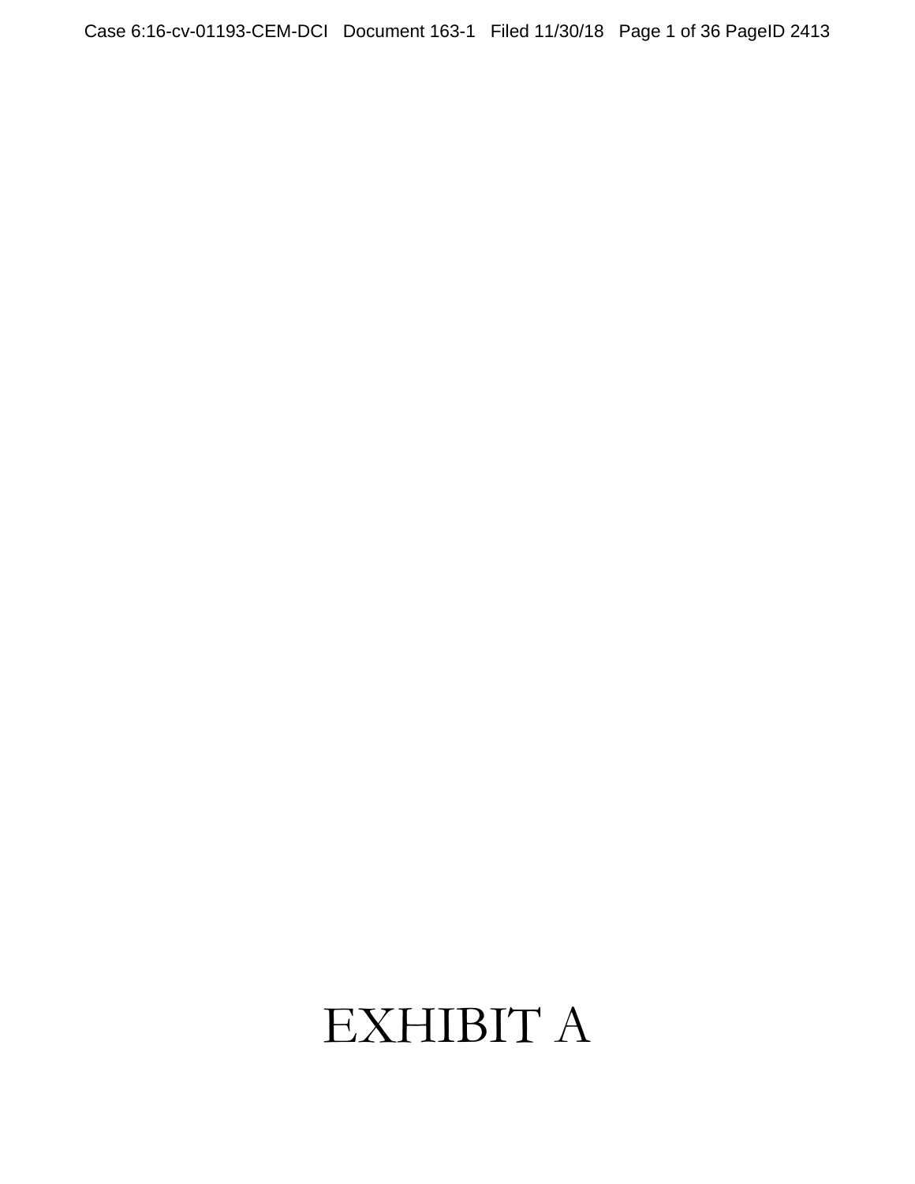# EXHIBIT A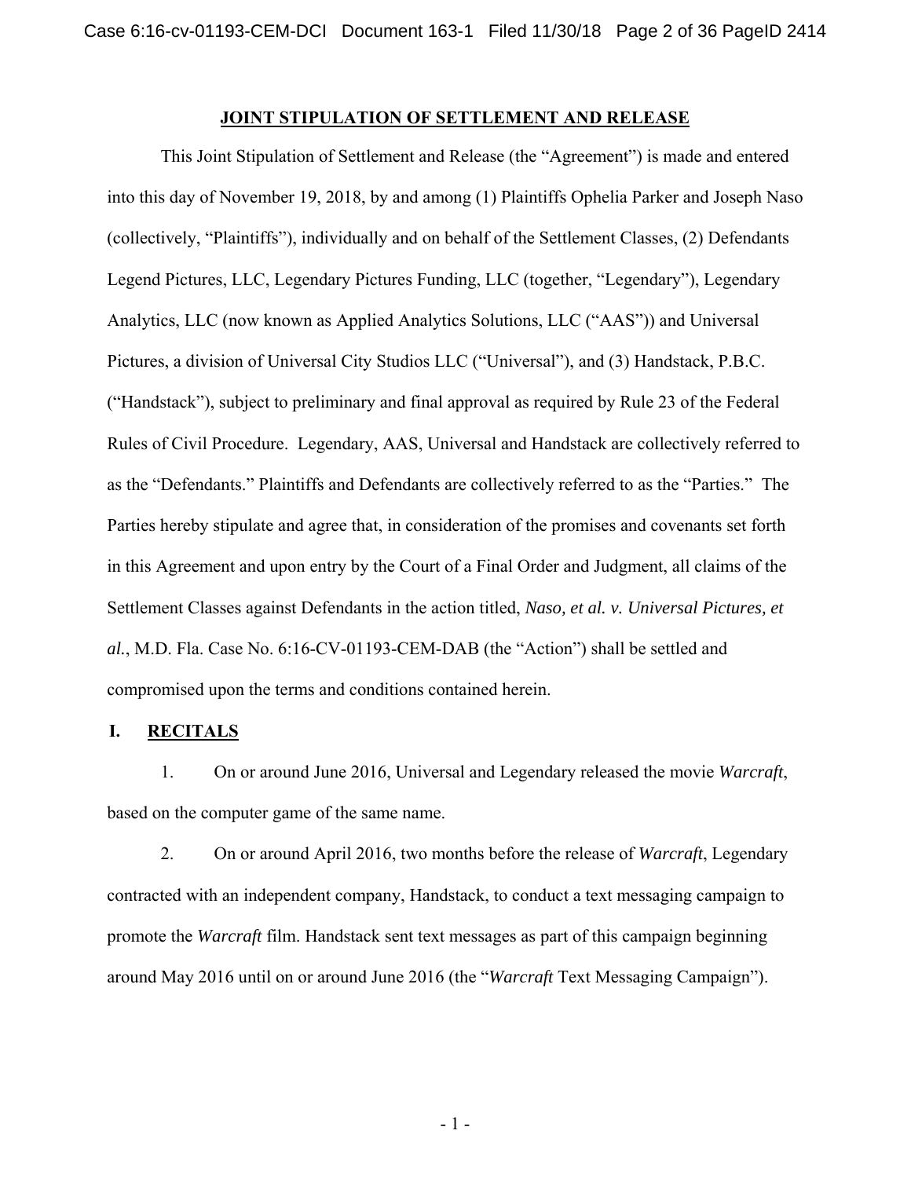# JOINT STIPULATION OF SETTLEMENT AND RELEASE

This Joint Stipulation of Settlement and Release (the "Agreement") is made and entered into this day of November 19, 2018, by and among (1) Plaintiffs Ophelia Parker and Joseph Naso (collectively, "Plaintiffs"), individually and on behalf of the Settlement Classes, (2) Defendants Legend Pictures, LLC, Legendary Pictures Funding, LLC (together, "Legendary"), Legendary Analytics, LLC (now known as Applied Analytics Solutions, LLC ("AAS")) and Universal Pictures, a division of Universal City Studios LLC ("Universal"), and (3) Handstack, P.B.C. ("Handstack"), subject to preliminary and final approval as required by Rule 23 of the Federal Rules of Civil Procedure. Legendary, AAS, Universal and Handstack are collectively referred to as the "Defendants." Plaintiffs and Defendants are collectively referred to as the "Parties." The Parties hereby stipulate and agree that, in consideration of the promises and covenants set forth in this Agreement and upon entry by the Court of a Final Order and Judgment, all claims of the Settlement Classes against Defendants in the action titled, *Naso, et al. v. Universal Pictures, et al.*, M.D. Fla. Case No. 6:16-CV-01193-CEM-DAB (the "Action") shall be settled and compromised upon the terms and conditions contained herein.

## I. RECITALS

1. On or around June 2016, Universal and Legendary released the movie *Warcraft*, based on the computer game of the same name.

2. On or around April 2016, two months before the release of *Warcraft*, Legendary contracted with an independent company, Handstack, to conduct a text messaging campaign to promote the *Warcraft* film. Handstack sent text messages as part of this campaign beginning around May 2016 until on or around June 2016 (the "*Warcraft* Text Messaging Campaign").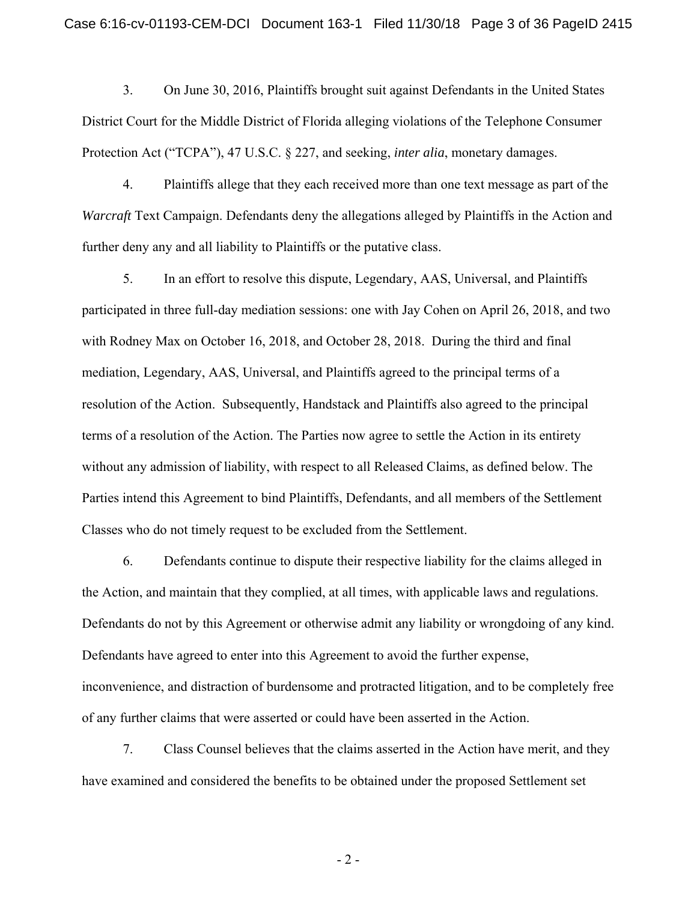3. On June 30, 2016, Plaintiffs brought suit against Defendants in the United States District Court for the Middle District of Florida alleging violations of the Telephone Consumer Protection Act ("TCPA"), 47 U.S.C. § 227, and seeking, *inter alia*, monetary damages.

4. Plaintiffs allege that they each received more than one text message as part of the *Warcraft* Text Campaign. Defendants deny the allegations alleged by Plaintiffs in the Action and further deny any and all liability to Plaintiffs or the putative class.

5. In an effort to resolve this dispute, Legendary, AAS, Universal, and Plaintiffs participated in three full-day mediation sessions: one with Jay Cohen on April 26, 2018, and two with Rodney Max on October 16, 2018, and October 28, 2018. During the third and final mediation, Legendary, AAS, Universal, and Plaintiffs agreed to the principal terms of a resolution of the Action. Subsequently, Handstack and Plaintiffs also agreed to the principal terms of a resolution of the Action. The Parties now agree to settle the Action in its entirety without any admission of liability, with respect to all Released Claims, as defined below. The Parties intend this Agreement to bind Plaintiffs, Defendants, and all members of the Settlement Classes who do not timely request to be excluded from the Settlement.

6. Defendants continue to dispute their respective liability for the claims alleged in the Action, and maintain that they complied, at all times, with applicable laws and regulations. Defendants do not by this Agreement or otherwise admit any liability or wrongdoing of any kind. Defendants have agreed to enter into this Agreement to avoid the further expense, inconvenience, and distraction of burdensome and protracted litigation, and to be completely free of any further claims that were asserted or could have been asserted in the Action.

7. Class Counsel believes that the claims asserted in the Action have merit, and they have examined and considered the benefits to be obtained under the proposed Settlement set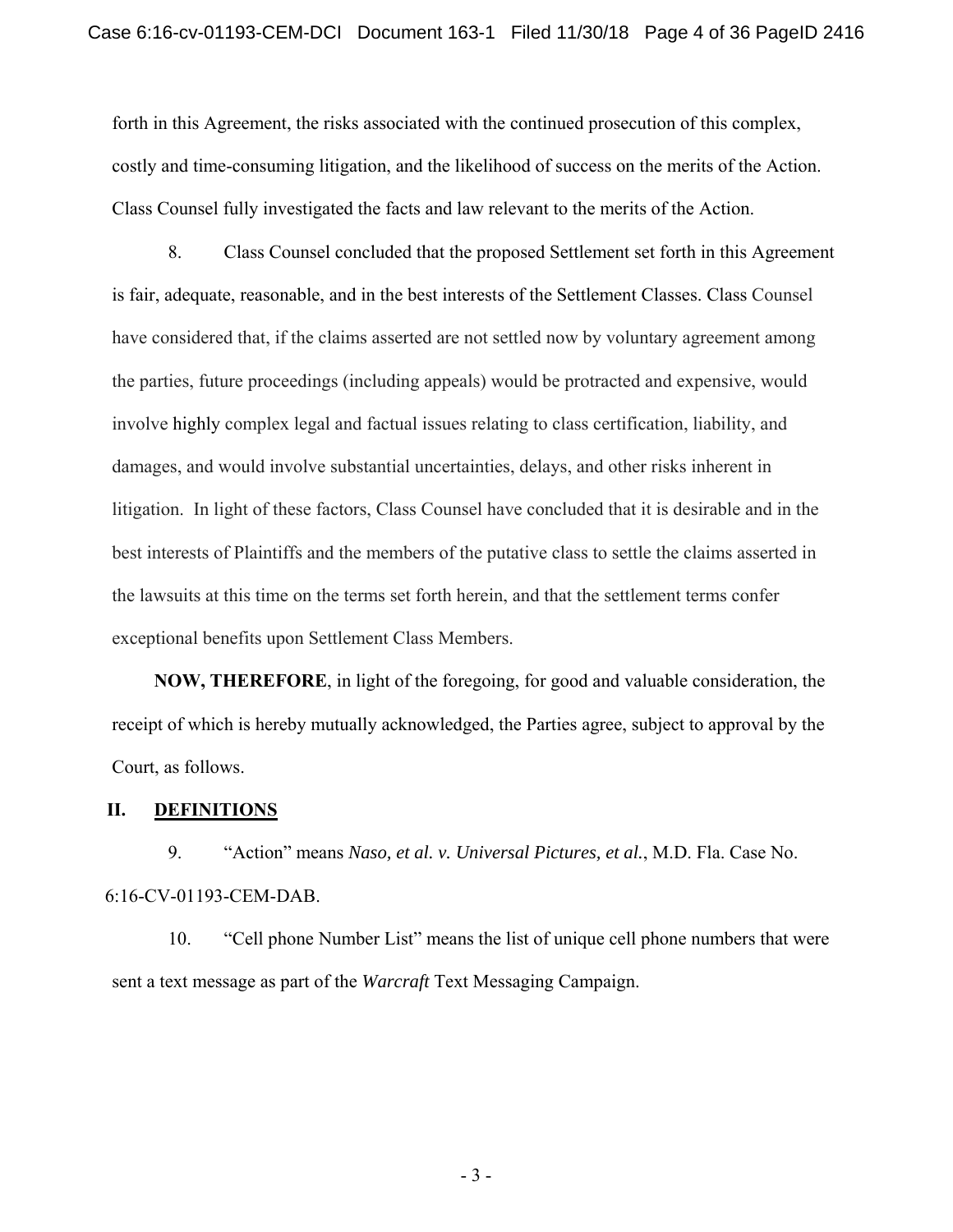forth in this Agreement, the risks associated with the continued prosecution of this complex, costly and time-consuming litigation, and the likelihood of success on the merits of the Action. Class Counsel fully investigated the facts and law relevant to the merits of the Action.

8. Class Counsel concluded that the proposed Settlement set forth in this Agreement is fair, adequate, reasonable, and in the best interests of the Settlement Classes. Class Counsel have considered that, if the claims asserted are not settled now by voluntary agreement among the parties, future proceedings (including appeals) would be protracted and expensive, would involve highly complex legal and factual issues relating to class certification, liability, and damages, and would involve substantial uncertainties, delays, and other risks inherent in litigation. In light of these factors, Class Counsel have concluded that it is desirable and in the best interests of Plaintiffs and the members of the putative class to settle the claims asserted in the lawsuits at this time on the terms set forth herein, and that the settlement terms confer exceptional benefits upon Settlement Class Members.

**NOW, THEREFORE**, in light of the foregoing, for good and valuable consideration, the receipt of which is hereby mutually acknowledged, the Parties agree, subject to approval by the Court, as follows.

## II. DEFINITIONS

9. "Action" means *Naso, et al. v. Universal Pictures, et al.*, M.D. Fla. Case No. 6:16-CV-01193-CEM-DAB.

10. "Cell phone Number List" means the list of unique cell phone numbers that were sent a text message as part of the *Warcraft* Text Messaging Campaign.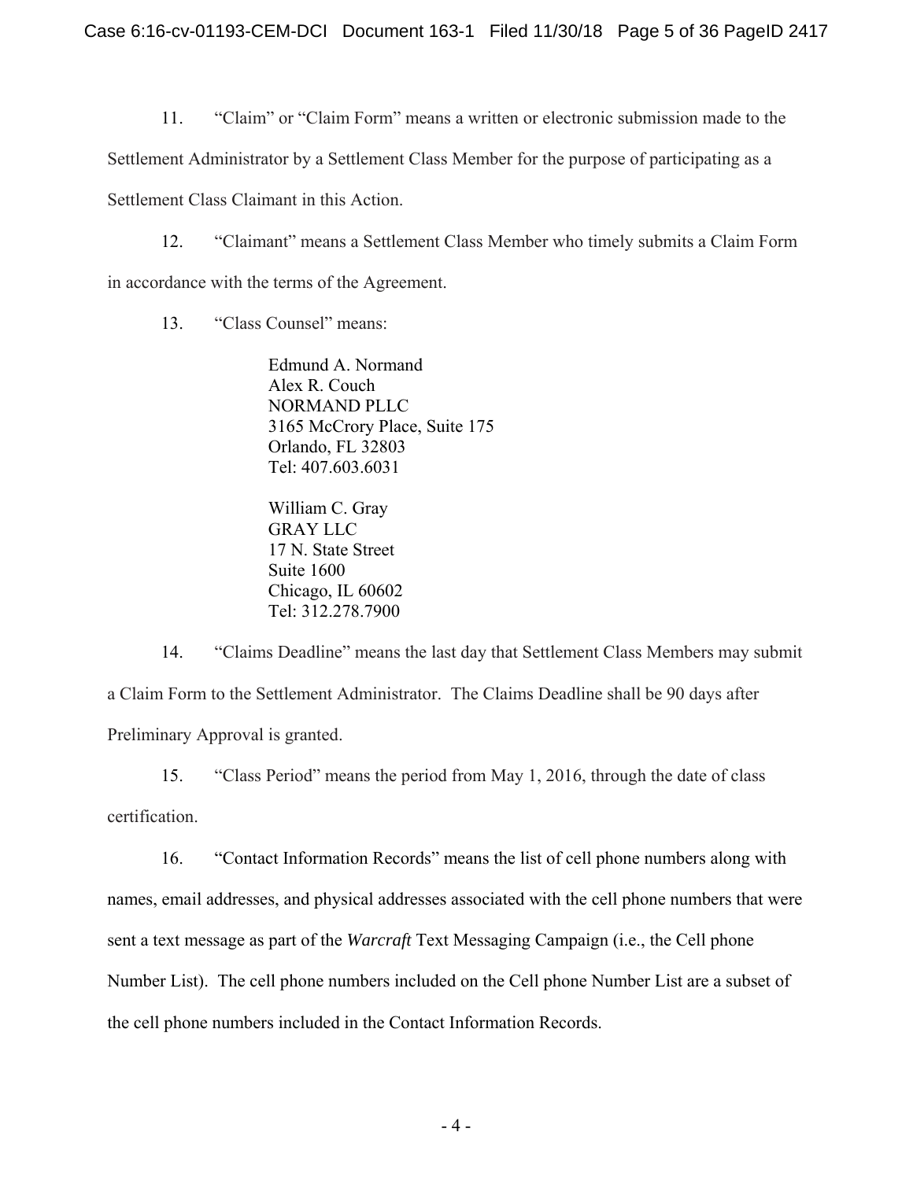11. "Claim" or "Claim Form" means a written or electronic submission made to the Settlement Administrator by a Settlement Class Member for the purpose of participating as a Settlement Class Claimant in this Action.

12. "Claimant" means a Settlement Class Member who timely submits a Claim Form in accordance with the terms of the Agreement.

13. "Class Counsel" means:

> Edmund A. Normand  
> Alex R. Couch  
> NORMAND PLLC  
> 3165 McCrory Place, Suite 175  
> Orlando, FL 32803  
> Tel: 407.603.6031
>
> William C. Gray  
> GRAY LLC  
> 17 N. State Street  
> Suite 1600  
> Chicago, IL 60602  
> Tel: 312.278.7900

14. "Claims Deadline" means the last day that Settlement Class Members may submit a Claim Form to the Settlement Administrator. The Claims Deadline shall be 90 days after Preliminary Approval is granted.

15. "Class Period" means the period from May 1, 2016, through the date of class certification.

16. "Contact Information Records" means the list of cell phone numbers along with names, email addresses, and physical addresses associated with the cell phone numbers that were sent a text message as part of the *Warcraft* Text Messaging Campaign (i.e., the Cell phone Number List). The cell phone numbers included on the Cell phone Number List are a subset of the cell phone numbers included in the Contact Information Records.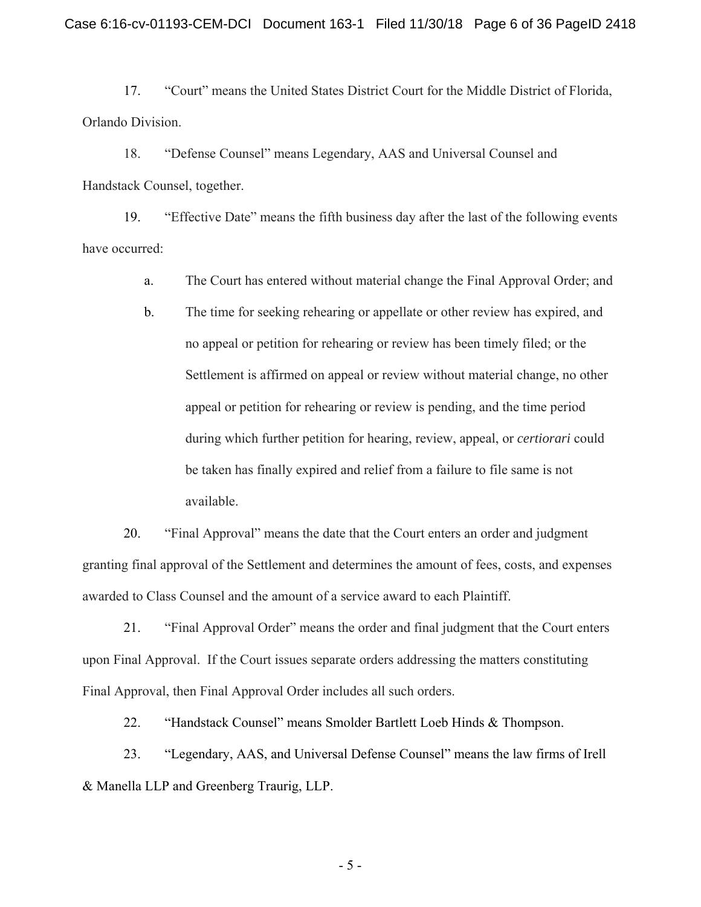17. "Court" means the United States District Court for the Middle District of Florida, Orlando Division.

18. "Defense Counsel" means Legendary, AAS and Universal Counsel and Handstack Counsel, together.

19. "Effective Date" means the fifth business day after the last of the following events have occurred:

   a. The Court has entered without material change the Final Approval Order; and

   b. The time for seeking rehearing or appellate or other review has expired, and no appeal or petition for rehearing or review has been timely filed; or the Settlement is affirmed on appeal or review without material change, no other appeal or petition for rehearing or review is pending, and the time period during which further petition for hearing, review, appeal, or *certiorari* could be taken has finally expired and relief from a failure to file same is not available.

20. "Final Approval" means the date that the Court enters an order and judgment granting final approval of the Settlement and determines the amount of fees, costs, and expenses awarded to Class Counsel and the amount of a service award to each Plaintiff.

21. "Final Approval Order" means the order and final judgment that the Court enters upon Final Approval. If the Court issues separate orders addressing the matters constituting Final Approval, then Final Approval Order includes all such orders.

22. "Handstack Counsel" means Smolder Bartlett Loeb Hinds & Thompson.

23. "Legendary, AAS, and Universal Defense Counsel" means the law firms of Irell & Manella LLP and Greenberg Traurig, LLP.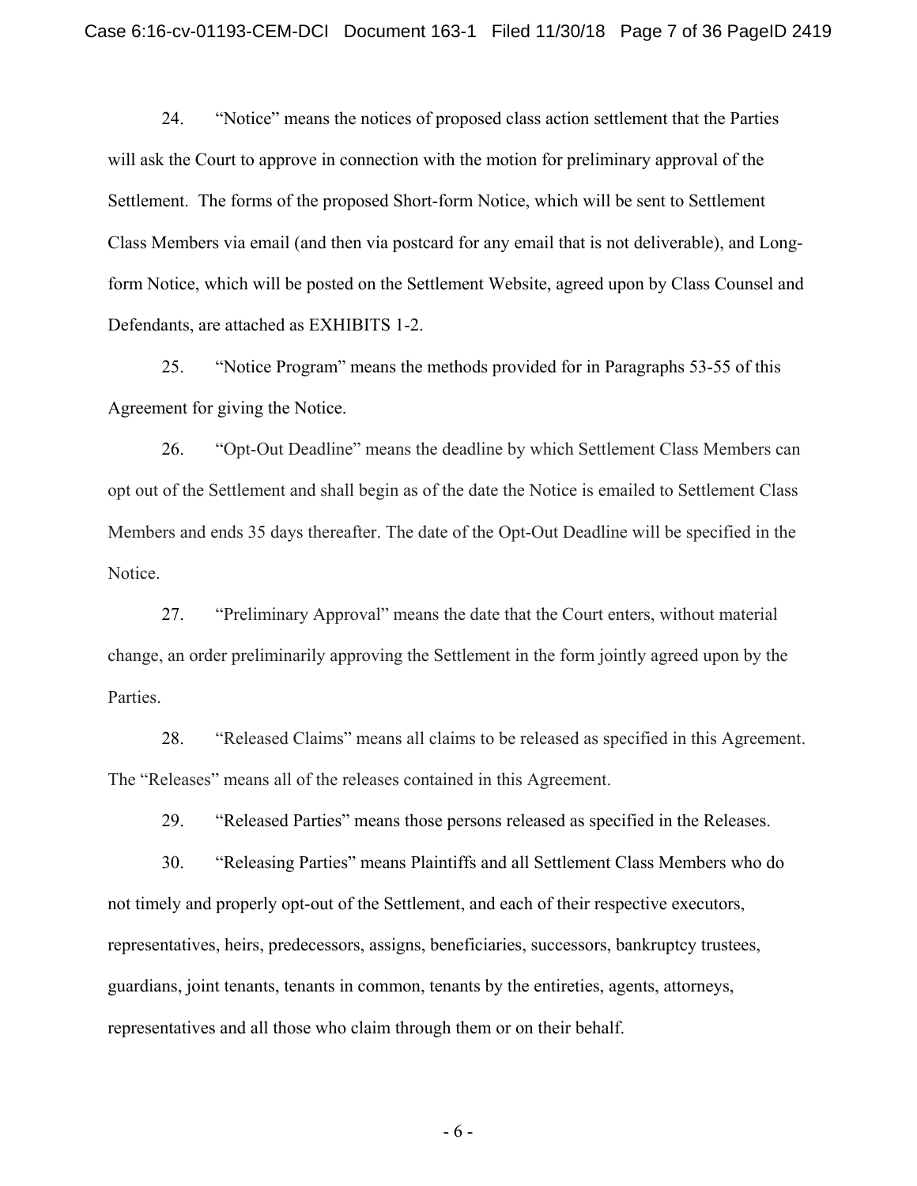24. “Notice” means the notices of proposed class action settlement that the Parties will ask the Court to approve in connection with the motion for preliminary approval of the Settlement. The forms of the proposed Short-form Notice, which will be sent to Settlement Class Members via email (and then via postcard for any email that is not deliverable), and Long-form Notice, which will be posted on the Settlement Website, agreed upon by Class Counsel and Defendants, are attached as EXHIBITS 1-2.

25. “Notice Program” means the methods provided for in Paragraphs 53-55 of this Agreement for giving the Notice.

26. “Opt-Out Deadline” means the deadline by which Settlement Class Members can opt out of the Settlement and shall begin as of the date the Notice is emailed to Settlement Class Members and ends 35 days thereafter. The date of the Opt-Out Deadline will be specified in the Notice.

27. “Preliminary Approval” means the date that the Court enters, without material change, an order preliminarily approving the Settlement in the form jointly agreed upon by the Parties.

28. “Released Claims” means all claims to be released as specified in this Agreement. The “Releases” means all of the releases contained in this Agreement.

29. “Released Parties” means those persons released as specified in the Releases.

30. “Releasing Parties” means Plaintiffs and all Settlement Class Members who do not timely and properly opt-out of the Settlement, and each of their respective executors, representatives, heirs, predecessors, assigns, beneficiaries, successors, bankruptcy trustees, guardians, joint tenants, tenants in common, tenants by the entireties, agents, attorneys, representatives and all those who claim through them or on their behalf.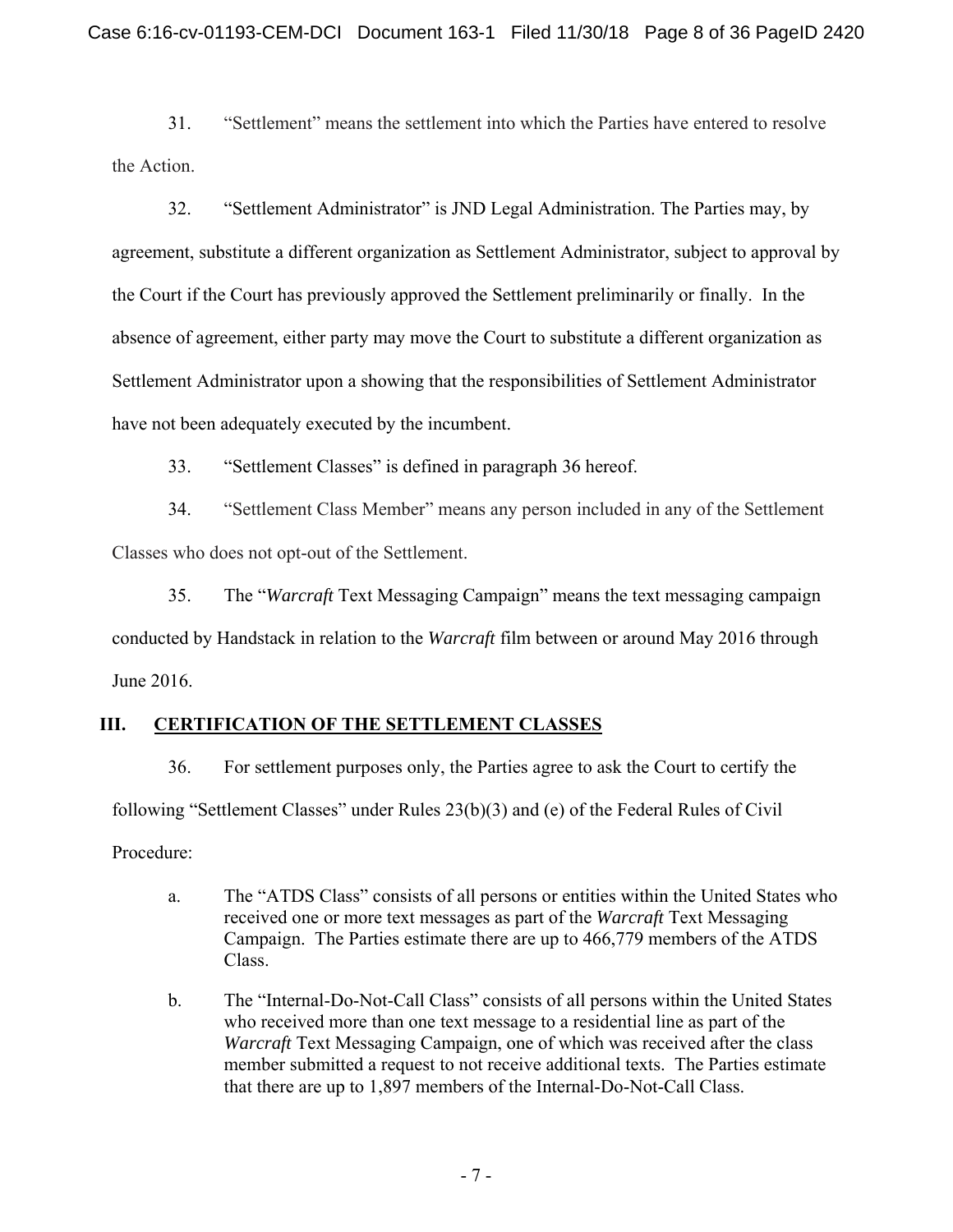31. "Settlement" means the settlement into which the Parties have entered to resolve the Action.

32. "Settlement Administrator" is JND Legal Administration. The Parties may, by agreement, substitute a different organization as Settlement Administrator, subject to approval by the Court if the Court has previously approved the Settlement preliminarily or finally. In the absence of agreement, either party may move the Court to substitute a different organization as Settlement Administrator upon a showing that the responsibilities of Settlement Administrator have not been adequately executed by the incumbent.

33. "Settlement Classes" is defined in paragraph 36 hereof.

34. "Settlement Class Member" means any person included in any of the Settlement Classes who does not opt-out of the Settlement.

35. The "*Warcraft* Text Messaging Campaign" means the text messaging campaign conducted by Handstack in relation to the *Warcraft* film between or around May 2016 through June 2016.

## III. CERTIFICATION OF THE SETTLEMENT CLASSES

36. For settlement purposes only, the Parties agree to ask the Court to certify the following "Settlement Classes" under Rules 23(b)(3) and (e) of the Federal Rules of Civil Procedure:

a. The "ATDS Class" consists of all persons or entities within the United States who received one or more text messages as part of the *Warcraft* Text Messaging Campaign. The Parties estimate there are up to 466,779 members of the ATDS Class.

b. The "Internal-Do-Not-Call Class" consists of all persons within the United States who received more than one text message to a residential line as part of the *Warcraft* Text Messaging Campaign, one of which was received after the class member submitted a request to not receive additional texts. The Parties estimate that there are up to 1,897 members of the Internal-Do-Not-Call Class.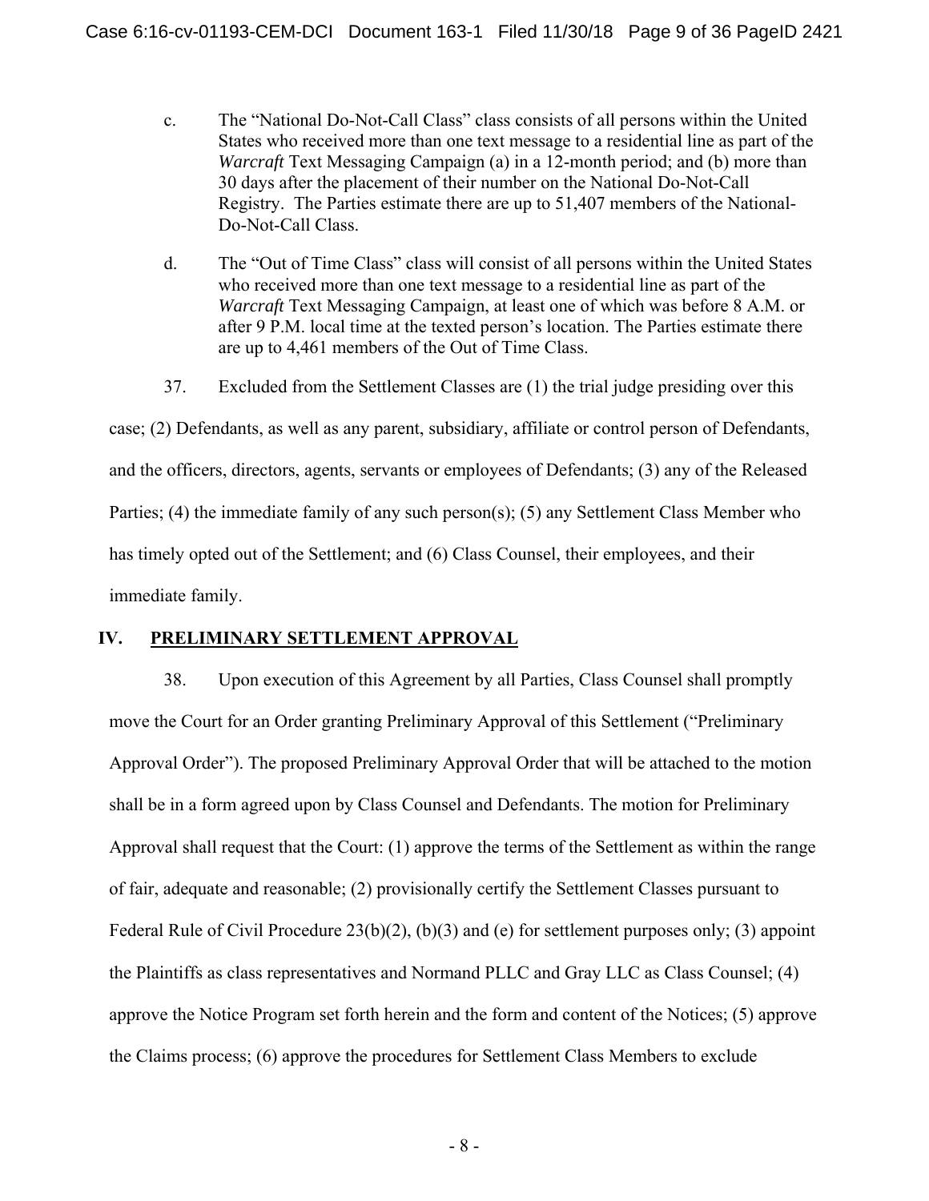c. The "National Do-Not-Call Class" class consists of all persons within the United States who received more than one text message to a residential line as part of the *Warcraft* Text Messaging Campaign (a) in a 12-month period; and (b) more than 30 days after the placement of their number on the National Do-Not-Call Registry. The Parties estimate there are up to 51,407 members of the National-Do-Not-Call Class.

d. The "Out of Time Class" class will consist of all persons within the United States who received more than one text message to a residential line as part of the *Warcraft* Text Messaging Campaign, at least one of which was before 8 A.M. or after 9 P.M. local time at the texted person's location. The Parties estimate there are up to 4,461 members of the Out of Time Class.

37. Excluded from the Settlement Classes are (1) the trial judge presiding over this case; (2) Defendants, as well as any parent, subsidiary, affiliate or control person of Defendants, and the officers, directors, agents, servants or employees of Defendants; (3) any of the Released Parties; (4) the immediate family of any such person(s); (5) any Settlement Class Member who has timely opted out of the Settlement; and (6) Class Counsel, their employees, and their immediate family.

## IV. PRELIMINARY SETTLEMENT APPROVAL

38. Upon execution of this Agreement by all Parties, Class Counsel shall promptly move the Court for an Order granting Preliminary Approval of this Settlement ("Preliminary Approval Order"). The proposed Preliminary Approval Order that will be attached to the motion shall be in a form agreed upon by Class Counsel and Defendants. The motion for Preliminary Approval shall request that the Court: (1) approve the terms of the Settlement as within the range of fair, adequate and reasonable; (2) provisionally certify the Settlement Classes pursuant to Federal Rule of Civil Procedure 23(b)(2), (b)(3) and (e) for settlement purposes only; (3) appoint the Plaintiffs as class representatives and Normand PLLC and Gray LLC as Class Counsel; (4) approve the Notice Program set forth herein and the form and content of the Notices; (5) approve the Claims process; (6) approve the procedures for Settlement Class Members to exclude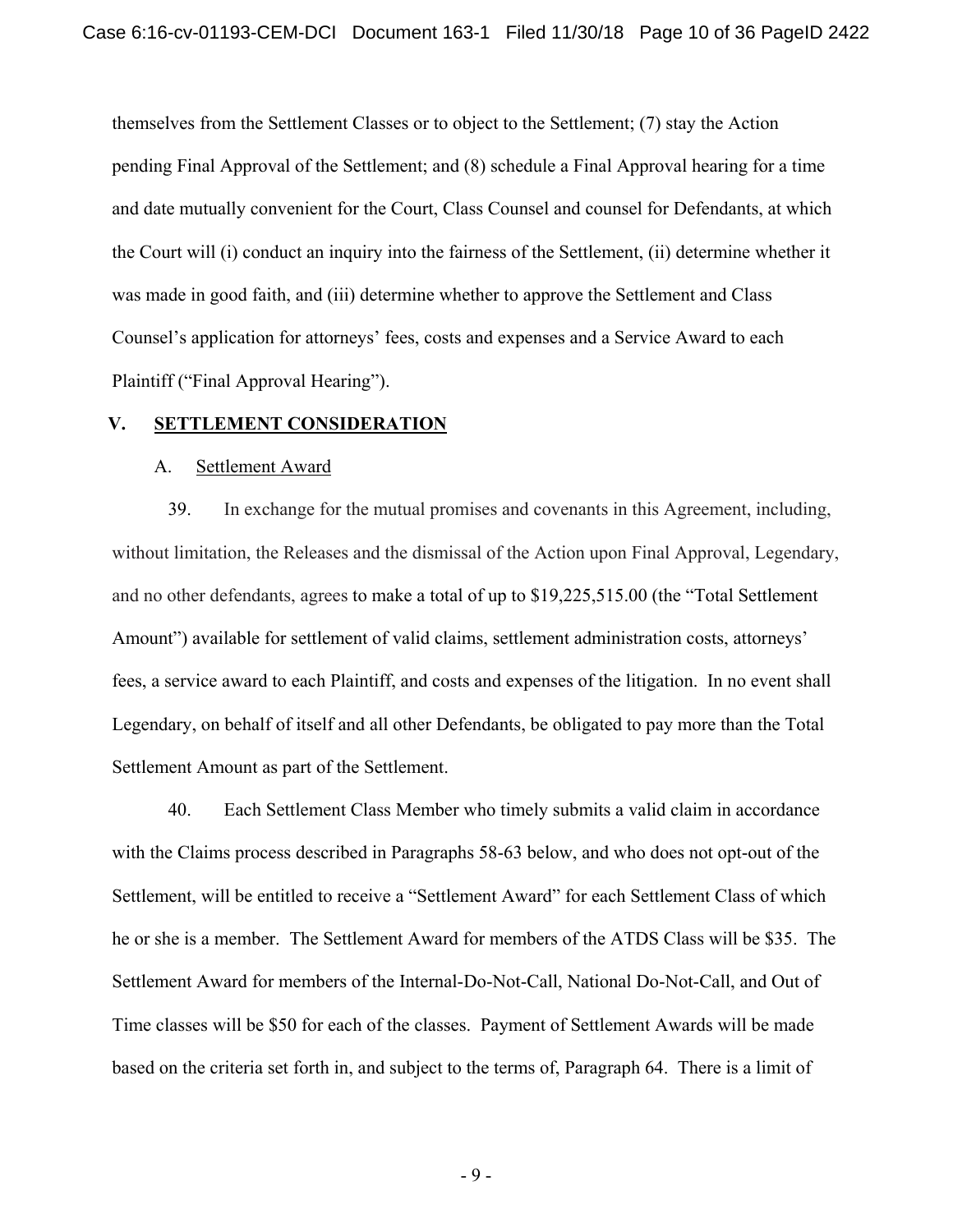themselves from the Settlement Classes or to object to the Settlement; (7) stay the Action pending Final Approval of the Settlement; and (8) schedule a Final Approval hearing for a time and date mutually convenient for the Court, Class Counsel and counsel for Defendants, at which the Court will (i) conduct an inquiry into the fairness of the Settlement, (ii) determine whether it was made in good faith, and (iii) determine whether to approve the Settlement and Class Counsel's application for attorneys' fees, costs and expenses and a Service Award to each Plaintiff ("Final Approval Hearing").

## V. SETTLEMENT CONSIDERATION

### A. Settlement Award

39. In exchange for the mutual promises and covenants in this Agreement, including, without limitation, the Releases and the dismissal of the Action upon Final Approval, Legendary, and no other defendants, agrees to make a total of up to $19,225,515.00 (the "Total Settlement Amount") available for settlement of valid claims, settlement administration costs, attorneys' fees, a service award to each Plaintiff, and costs and expenses of the litigation. In no event shall Legendary, on behalf of itself and all other Defendants, be obligated to pay more than the Total Settlement Amount as part of the Settlement.

40. Each Settlement Class Member who timely submits a valid claim in accordance with the Claims process described in Paragraphs 58-63 below, and who does not opt-out of the Settlement, will be entitled to receive a "Settlement Award" for each Settlement Class of which he or she is a member. The Settlement Award for members of the ATDS Class will be $35. The Settlement Award for members of the Internal-Do-Not-Call, National Do-Not-Call, and Out of Time classes will be $50 for each of the classes. Payment of Settlement Awards will be made based on the criteria set forth in, and subject to the terms of, Paragraph 64. There is a limit of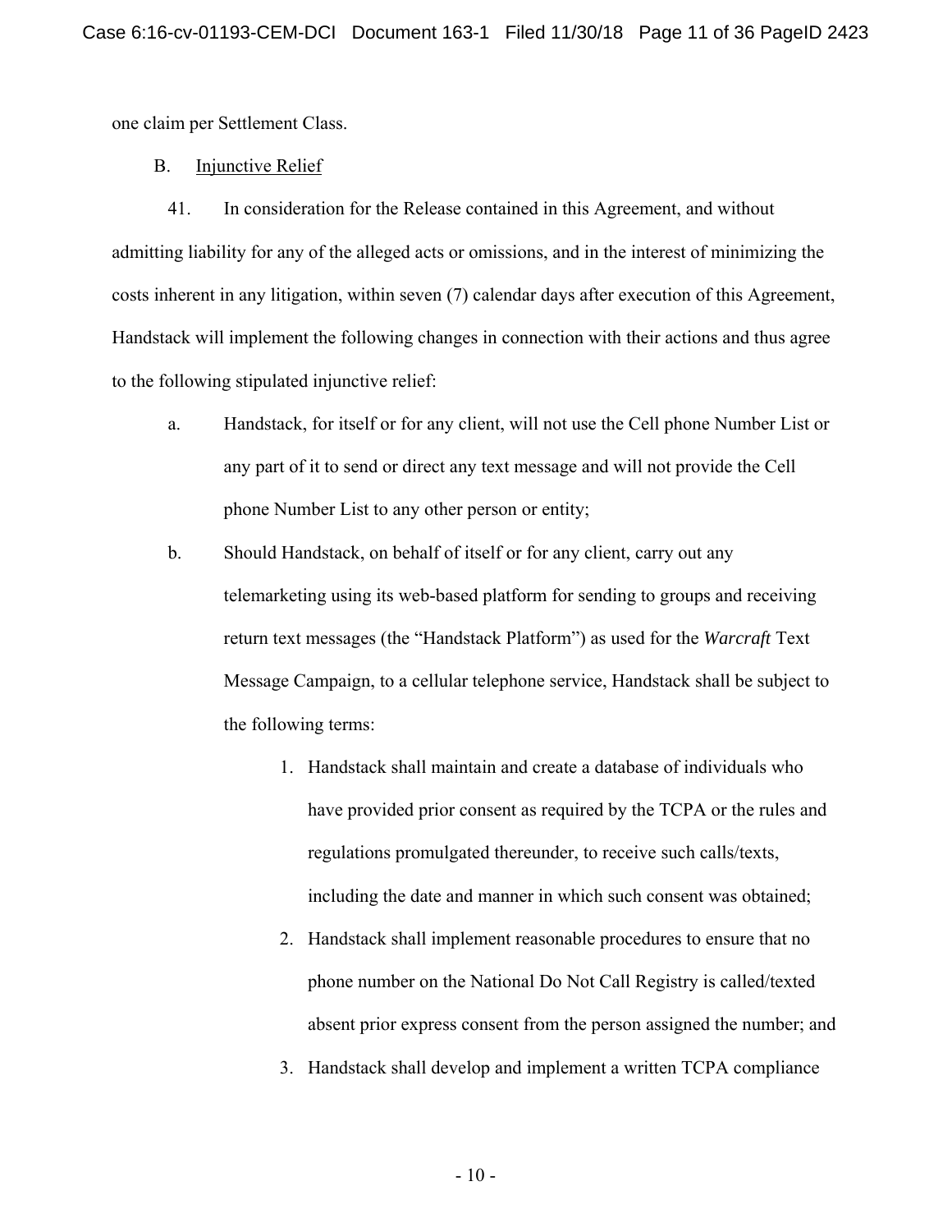one claim per Settlement Class.

B. Injunctive Relief

41. In consideration for the Release contained in this Agreement, and without admitting liability for any of the alleged acts or omissions, and in the interest of minimizing the costs inherent in any litigation, within seven (7) calendar days after execution of this Agreement, Handstack will implement the following changes in connection with their actions and thus agree to the following stipulated injunctive relief:

a. Handstack, for itself or for any client, will not use the Cell phone Number List or any part of it to send or direct any text message and will not provide the Cell phone Number List to any other person or entity;

b. Should Handstack, on behalf of itself or for any client, carry out any telemarketing using its web-based platform for sending to groups and receiving return text messages (the "Handstack Platform") as used for the *Warcraft* Text Message Campaign, to a cellular telephone service, Handstack shall be subject to the following terms:

   1. Handstack shall maintain and create a database of individuals who have provided prior consent as required by the TCPA or the rules and regulations promulgated thereunder, to receive such calls/texts, including the date and manner in which such consent was obtained;
   2. Handstack shall implement reasonable procedures to ensure that no phone number on the National Do Not Call Registry is called/texted absent prior express consent from the person assigned the number; and
   3. Handstack shall develop and implement a written TCPA compliance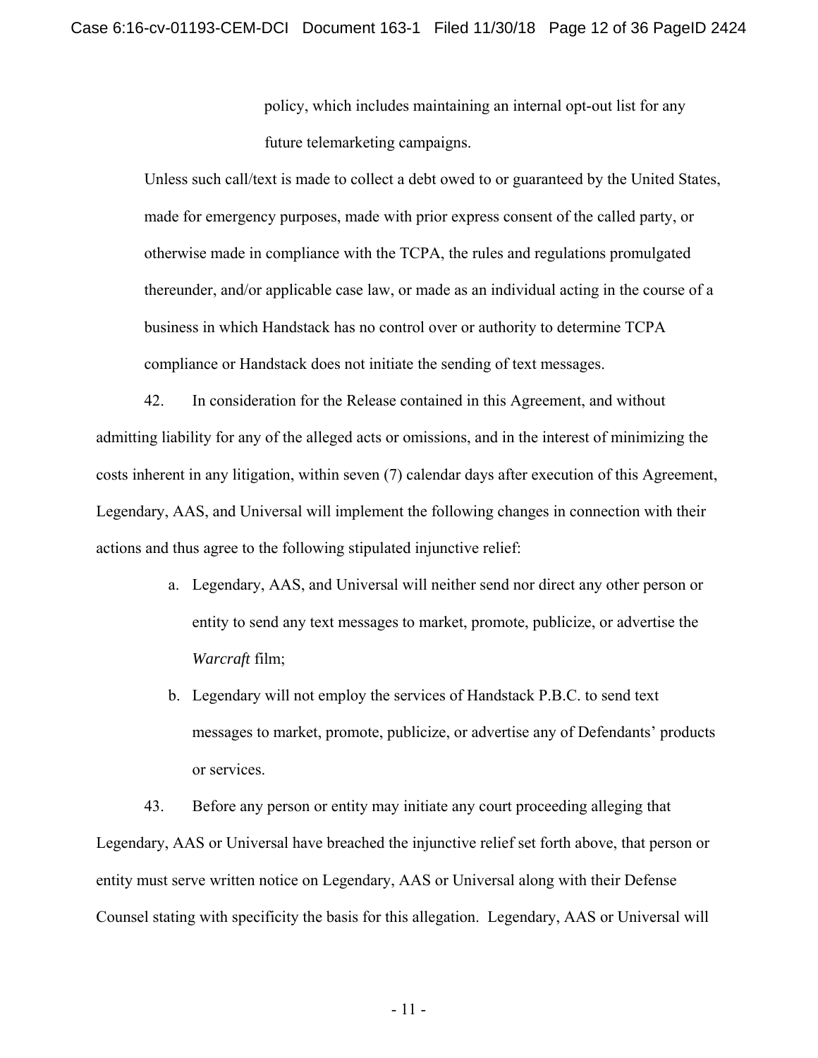policy, which includes maintaining an internal opt-out list for any future telemarketing campaigns.

Unless such call/text is made to collect a debt owed to or guaranteed by the United States, made for emergency purposes, made with prior express consent of the called party, or otherwise made in compliance with the TCPA, the rules and regulations promulgated thereunder, and/or applicable case law, or made as an individual acting in the course of a business in which Handstack has no control over or authority to determine TCPA compliance or Handstack does not initiate the sending of text messages.

42. In consideration for the Release contained in this Agreement, and without admitting liability for any of the alleged acts or omissions, and in the interest of minimizing the costs inherent in any litigation, within seven (7) calendar days after execution of this Agreement, Legendary, AAS, and Universal will implement the following changes in connection with their actions and thus agree to the following stipulated injunctive relief:

a. Legendary, AAS, and Universal will neither send nor direct any other person or entity to send any text messages to market, promote, publicize, or advertise the *Warcraft* film;

b. Legendary will not employ the services of Handstack P.B.C. to send text messages to market, promote, publicize, or advertise any of Defendants' products or services.

43. Before any person or entity may initiate any court proceeding alleging that Legendary, AAS or Universal have breached the injunctive relief set forth above, that person or entity must serve written notice on Legendary, AAS or Universal along with their Defense Counsel stating with specificity the basis for this allegation. Legendary, AAS or Universal will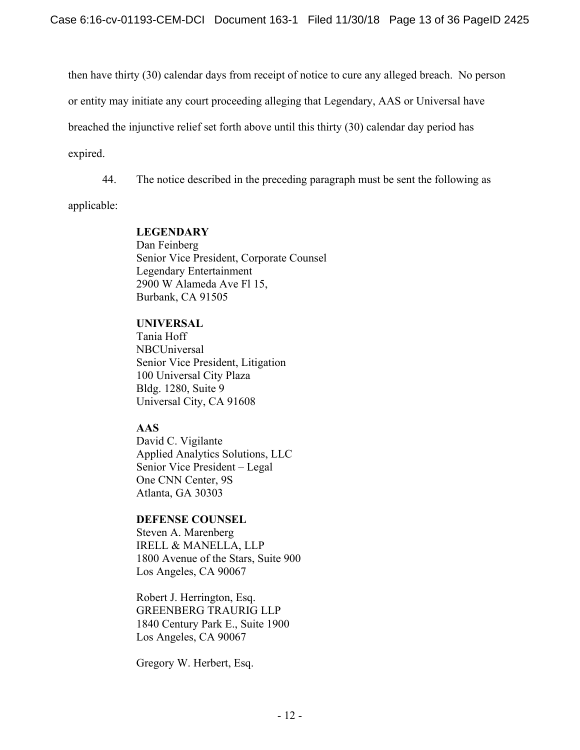then have thirty (30) calendar days from receipt of notice to cure any alleged breach. No person or entity may initiate any court proceeding alleging that Legendary, AAS or Universal have breached the injunctive relief set forth above until this thirty (30) calendar day period has expired.

44. The notice described in the preceding paragraph must be sent the following as applicable:

**LEGENDARY**
Dan Feinberg
Senior Vice President, Corporate Counsel
Legendary Entertainment
2900 W Alameda Ave Fl 15,
Burbank, CA 91505

**UNIVERSAL**
Tania Hoff
NBCUniversal
Senior Vice President, Litigation
100 Universal City Plaza
Bldg. 1280, Suite 9
Universal City, CA 91608

**AAS**
David C. Vigilante
Applied Analytics Solutions, LLC
Senior Vice President – Legal
One CNN Center, 9S
Atlanta, GA 30303

**DEFENSE COUNSEL**
Steven A. Marenberg
IRELL & MANELLA, LLP
1800 Avenue of the Stars, Suite 900
Los Angeles, CA 90067

Robert J. Herrington, Esq.
GREENBERG TRAURIG LLP
1840 Century Park E., Suite 1900
Los Angeles, CA 90067

Gregory W. Herbert, Esq.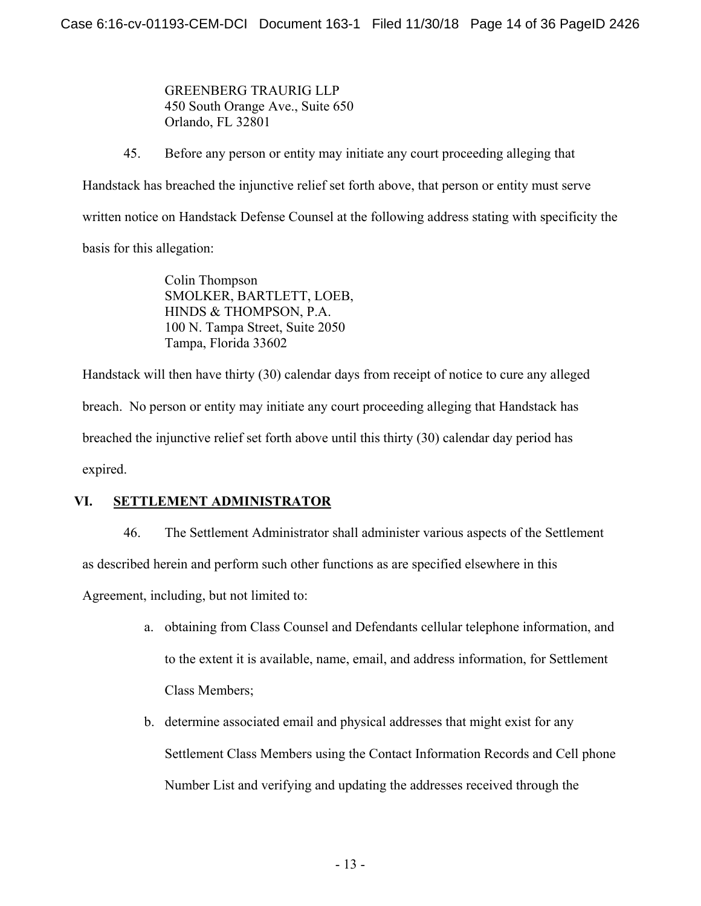GREENBERG TRAURIG LLP
450 South Orange Ave., Suite 650
Orlando, FL 32801

45. Before any person or entity may initiate any court proceeding alleging that Handstack has breached the injunctive relief set forth above, that person or entity must serve written notice on Handstack Defense Counsel at the following address stating with specificity the basis for this allegation:

Colin Thompson
SMOLKER, BARTLETT, LOEB,
HINDS & THOMPSON, P.A.
100 N. Tampa Street, Suite 2050
Tampa, Florida 33602

Handstack will then have thirty (30) calendar days from receipt of notice to cure any alleged breach. No person or entity may initiate any court proceeding alleging that Handstack has breached the injunctive relief set forth above until this thirty (30) calendar day period has expired.

## VI. SETTLEMENT ADMINISTRATOR

46. The Settlement Administrator shall administer various aspects of the Settlement as described herein and perform such other functions as are specified elsewhere in this Agreement, including, but not limited to:

a. obtaining from Class Counsel and Defendants cellular telephone information, and to the extent it is available, name, email, and address information, for Settlement Class Members;

b. determine associated email and physical addresses that might exist for any Settlement Class Members using the Contact Information Records and Cell phone Number List and verifying and updating the addresses received through the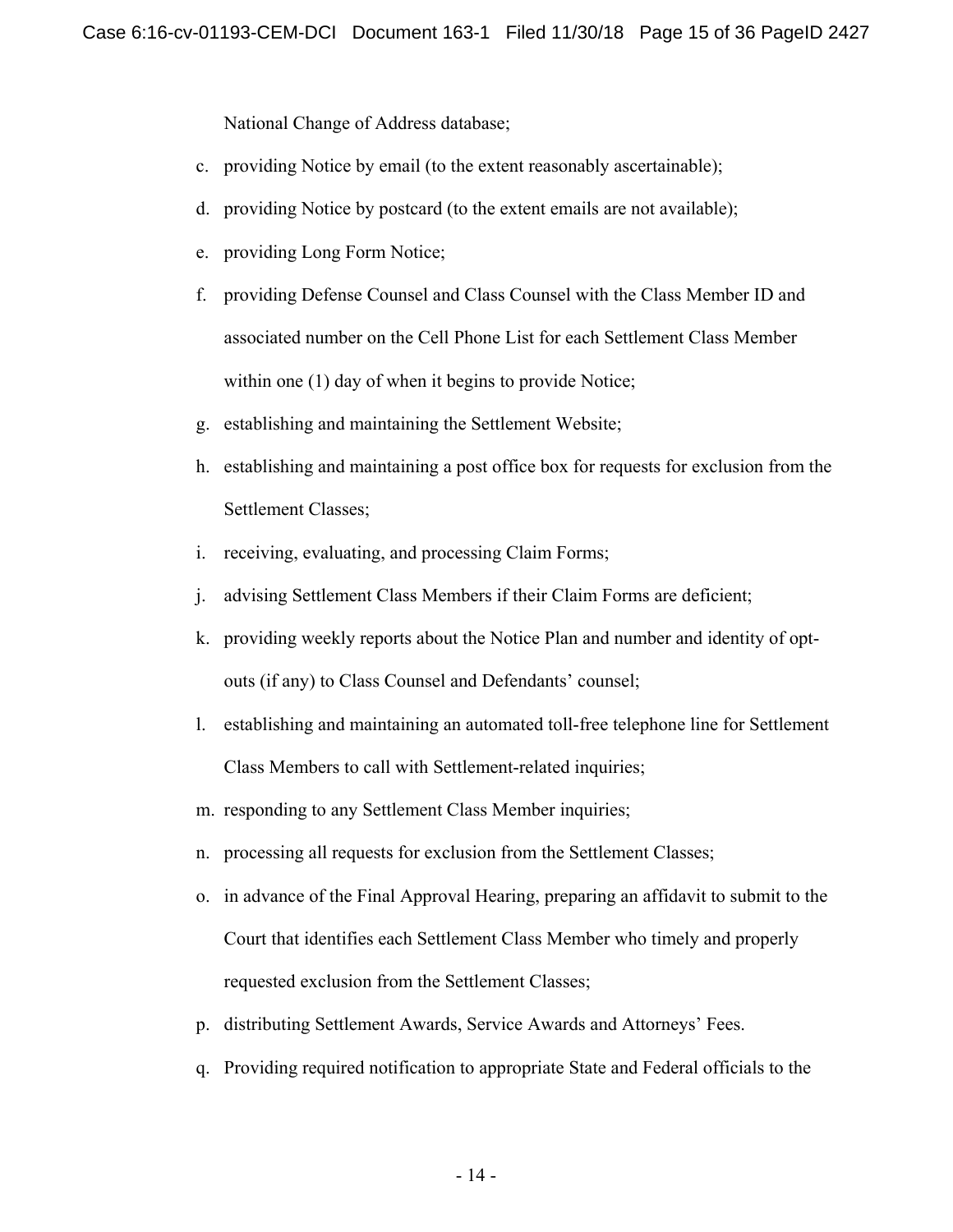National Change of Address database;

c. providing Notice by email (to the extent reasonably ascertainable);

d. providing Notice by postcard (to the extent emails are not available);

e. providing Long Form Notice;

f. providing Defense Counsel and Class Counsel with the Class Member ID and associated number on the Cell Phone List for each Settlement Class Member within one (1) day of when it begins to provide Notice;

g. establishing and maintaining the Settlement Website;

h. establishing and maintaining a post office box for requests for exclusion from the Settlement Classes;

i. receiving, evaluating, and processing Claim Forms;

j. advising Settlement Class Members if their Claim Forms are deficient;

k. providing weekly reports about the Notice Plan and number and identity of opt-outs (if any) to Class Counsel and Defendants' counsel;

l. establishing and maintaining an automated toll-free telephone line for Settlement Class Members to call with Settlement-related inquiries;

m. responding to any Settlement Class Member inquiries;

n. processing all requests for exclusion from the Settlement Classes;

o. in advance of the Final Approval Hearing, preparing an affidavit to submit to the Court that identifies each Settlement Class Member who timely and properly requested exclusion from the Settlement Classes;

p. distributing Settlement Awards, Service Awards and Attorneys' Fees.

q. Providing required notification to appropriate State and Federal officials to the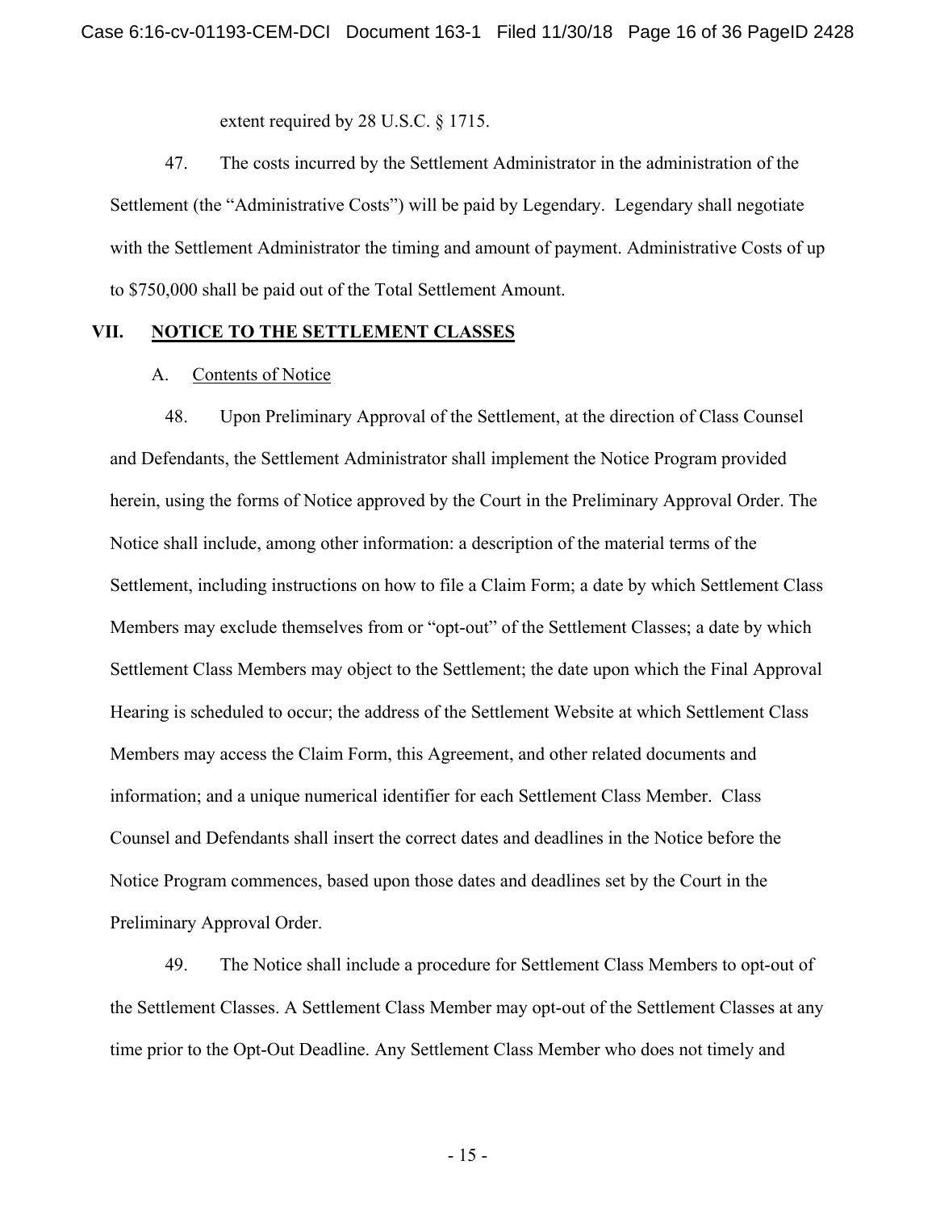extent required by 28 U.S.C. § 1715.

47. The costs incurred by the Settlement Administrator in the administration of the Settlement (the "Administrative Costs") will be paid by Legendary. Legendary shall negotiate with the Settlement Administrator the timing and amount of payment. Administrative Costs of up to $750,000 shall be paid out of the Total Settlement Amount.

## VII. NOTICE TO THE SETTLEMENT CLASSES

### A. Contents of Notice

48. Upon Preliminary Approval of the Settlement, at the direction of Class Counsel and Defendants, the Settlement Administrator shall implement the Notice Program provided herein, using the forms of Notice approved by the Court in the Preliminary Approval Order. The Notice shall include, among other information: a description of the material terms of the Settlement, including instructions on how to file a Claim Form; a date by which Settlement Class Members may exclude themselves from or "opt-out" of the Settlement Classes; a date by which Settlement Class Members may object to the Settlement; the date upon which the Final Approval Hearing is scheduled to occur; the address of the Settlement Website at which Settlement Class Members may access the Claim Form, this Agreement, and other related documents and information; and a unique numerical identifier for each Settlement Class Member. Class Counsel and Defendants shall insert the correct dates and deadlines in the Notice before the Notice Program commences, based upon those dates and deadlines set by the Court in the Preliminary Approval Order.

49. The Notice shall include a procedure for Settlement Class Members to opt-out of the Settlement Classes. A Settlement Class Member may opt-out of the Settlement Classes at any time prior to the Opt-Out Deadline. Any Settlement Class Member who does not timely and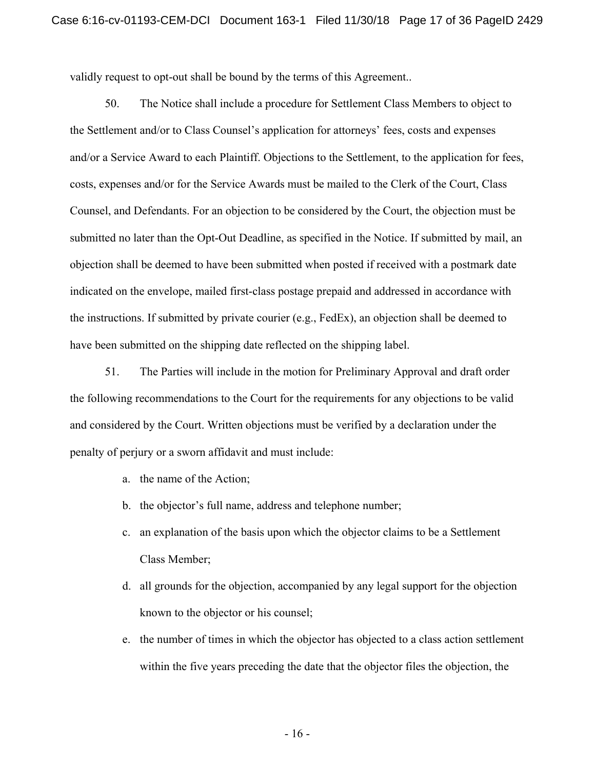validly request to opt-out shall be bound by the terms of this Agreement..

50. The Notice shall include a procedure for Settlement Class Members to object to the Settlement and/or to Class Counsel's application for attorneys' fees, costs and expenses and/or a Service Award to each Plaintiff. Objections to the Settlement, to the application for fees, costs, expenses and/or for the Service Awards must be mailed to the Clerk of the Court, Class Counsel, and Defendants. For an objection to be considered by the Court, the objection must be submitted no later than the Opt-Out Deadline, as specified in the Notice. If submitted by mail, an objection shall be deemed to have been submitted when posted if received with a postmark date indicated on the envelope, mailed first-class postage prepaid and addressed in accordance with the instructions. If submitted by private courier (e.g., FedEx), an objection shall be deemed to have been submitted on the shipping date reflected on the shipping label.

51. The Parties will include in the motion for Preliminary Approval and draft order the following recommendations to the Court for the requirements for any objections to be valid and considered by the Court. Written objections must be verified by a declaration under the penalty of perjury or a sworn affidavit and must include:

a. the name of the Action;

b. the objector's full name, address and telephone number;

c. an explanation of the basis upon which the objector claims to be a Settlement Class Member;

d. all grounds for the objection, accompanied by any legal support for the objection known to the objector or his counsel;

e. the number of times in which the objector has objected to a class action settlement within the five years preceding the date that the objector files the objection, the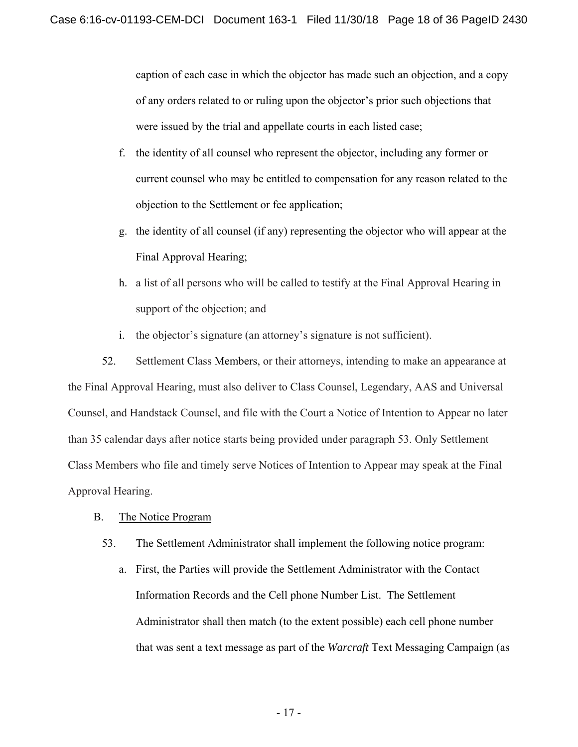caption of each case in which the objector has made such an objection, and a copy of any orders related to or ruling upon the objector's prior such objections that were issued by the trial and appellate courts in each listed case;

f. the identity of all counsel who represent the objector, including any former or current counsel who may be entitled to compensation for any reason related to the objection to the Settlement or fee application;

g. the identity of all counsel (if any) representing the objector who will appear at the Final Approval Hearing;

h. a list of all persons who will be called to testify at the Final Approval Hearing in support of the objection; and

i. the objector's signature (an attorney's signature is not sufficient).

52. Settlement Class Members, or their attorneys, intending to make an appearance at the Final Approval Hearing, must also deliver to Class Counsel, Legendary, AAS and Universal Counsel, and Handstack Counsel, and file with the Court a Notice of Intention to Appear no later than 35 calendar days after notice starts being provided under paragraph 53. Only Settlement Class Members who file and timely serve Notices of Intention to Appear may speak at the Final Approval Hearing.

B. <u>The Notice Program</u>

53. The Settlement Administrator shall implement the following notice program:

a. First, the Parties will provide the Settlement Administrator with the Contact Information Records and the Cell phone Number List. The Settlement Administrator shall then match (to the extent possible) each cell phone number that was sent a text message as part of the *Warcraft* Text Messaging Campaign (as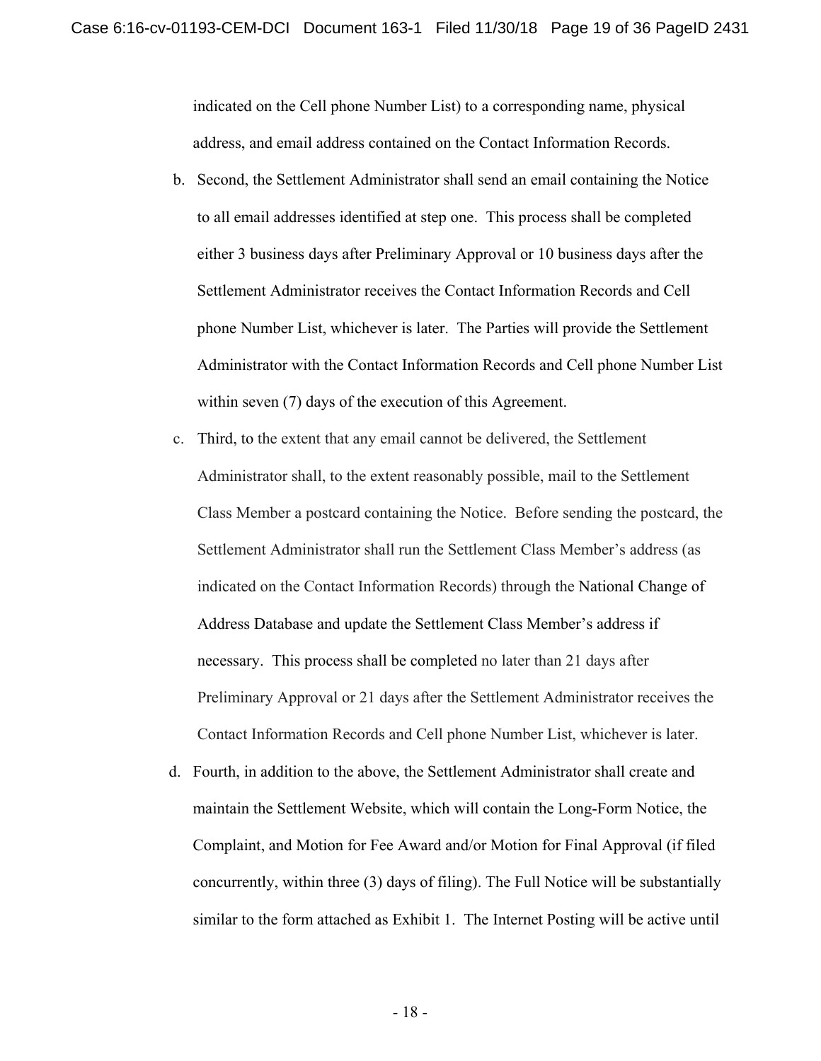indicated on the Cell phone Number List) to a corresponding name, physical address, and email address contained on the Contact Information Records.

b. Second, the Settlement Administrator shall send an email containing the Notice to all email addresses identified at step one. This process shall be completed either 3 business days after Preliminary Approval or 10 business days after the Settlement Administrator receives the Contact Information Records and Cell phone Number List, whichever is later. The Parties will provide the Settlement Administrator with the Contact Information Records and Cell phone Number List within seven (7) days of the execution of this Agreement.

c. Third, to the extent that any email cannot be delivered, the Settlement Administrator shall, to the extent reasonably possible, mail to the Settlement Class Member a postcard containing the Notice. Before sending the postcard, the Settlement Administrator shall run the Settlement Class Member's address (as indicated on the Contact Information Records) through the National Change of Address Database and update the Settlement Class Member's address if necessary. This process shall be completed no later than 21 days after Preliminary Approval or 21 days after the Settlement Administrator receives the Contact Information Records and Cell phone Number List, whichever is later.

d. Fourth, in addition to the above, the Settlement Administrator shall create and maintain the Settlement Website, which will contain the Long-Form Notice, the Complaint, and Motion for Fee Award and/or Motion for Final Approval (if filed concurrently, within three (3) days of filing). The Full Notice will be substantially similar to the form attached as Exhibit 1. The Internet Posting will be active until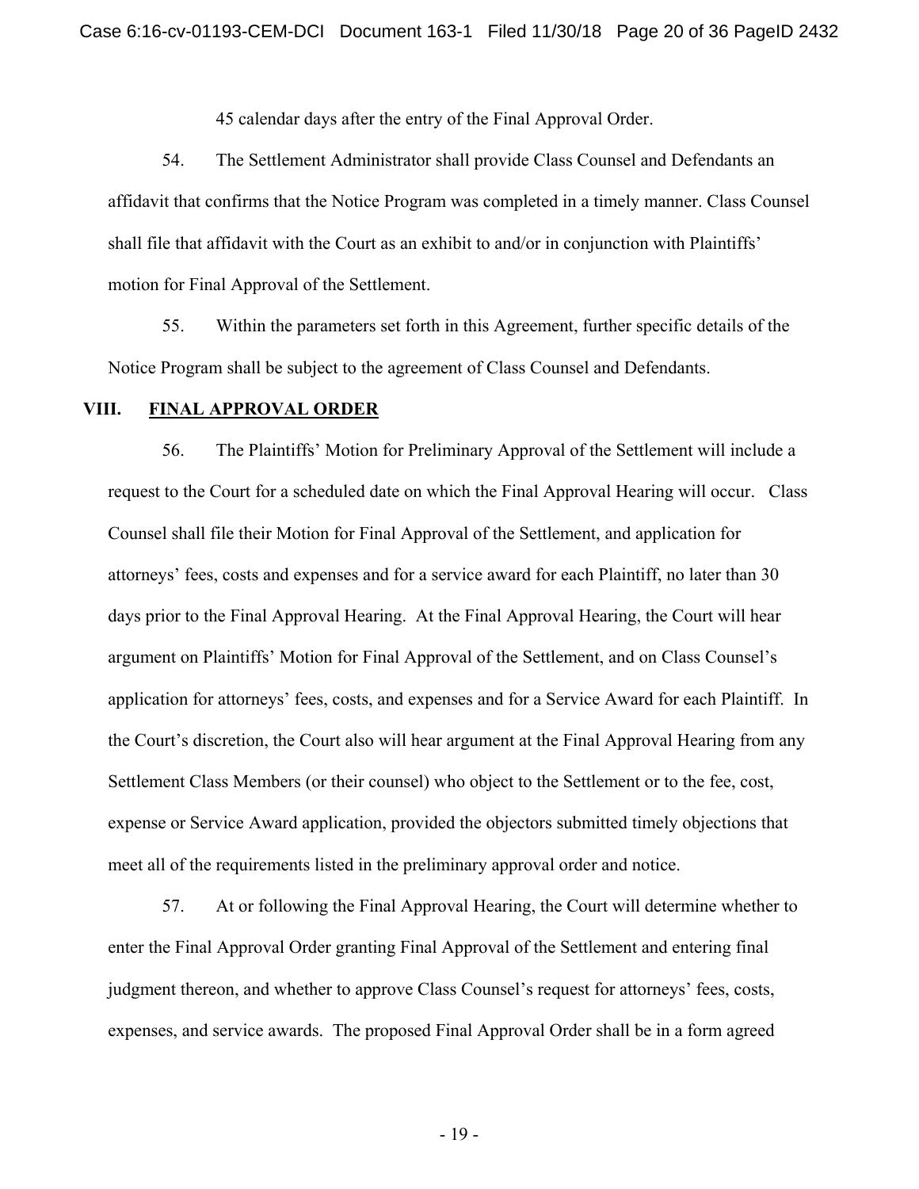45 calendar days after the entry of the Final Approval Order.

54. The Settlement Administrator shall provide Class Counsel and Defendants an affidavit that confirms that the Notice Program was completed in a timely manner. Class Counsel shall file that affidavit with the Court as an exhibit to and/or in conjunction with Plaintiffs' motion for Final Approval of the Settlement.

55. Within the parameters set forth in this Agreement, further specific details of the Notice Program shall be subject to the agreement of Class Counsel and Defendants.

## VIII. FINAL APPROVAL ORDER

56. The Plaintiffs' Motion for Preliminary Approval of the Settlement will include a request to the Court for a scheduled date on which the Final Approval Hearing will occur. Class Counsel shall file their Motion for Final Approval of the Settlement, and application for attorneys' fees, costs and expenses and for a service award for each Plaintiff, no later than 30 days prior to the Final Approval Hearing. At the Final Approval Hearing, the Court will hear argument on Plaintiffs' Motion for Final Approval of the Settlement, and on Class Counsel's application for attorneys' fees, costs, and expenses and for a Service Award for each Plaintiff. In the Court's discretion, the Court also will hear argument at the Final Approval Hearing from any Settlement Class Members (or their counsel) who object to the Settlement or to the fee, cost, expense or Service Award application, provided the objectors submitted timely objections that meet all of the requirements listed in the preliminary approval order and notice.

57. At or following the Final Approval Hearing, the Court will determine whether to enter the Final Approval Order granting Final Approval of the Settlement and entering final judgment thereon, and whether to approve Class Counsel's request for attorneys' fees, costs, expenses, and service awards. The proposed Final Approval Order shall be in a form agreed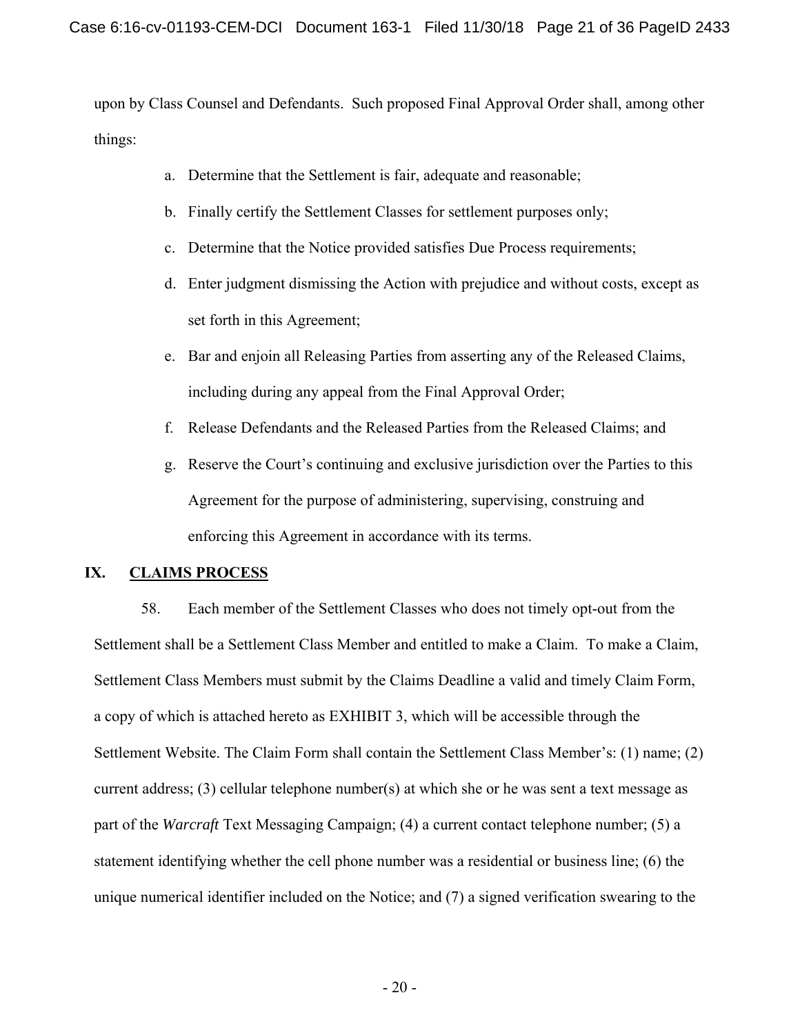upon by Class Counsel and Defendants. Such proposed Final Approval Order shall, among other things:

a. Determine that the Settlement is fair, adequate and reasonable;

b. Finally certify the Settlement Classes for settlement purposes only;

c. Determine that the Notice provided satisfies Due Process requirements;

d. Enter judgment dismissing the Action with prejudice and without costs, except as set forth in this Agreement;

e. Bar and enjoin all Releasing Parties from asserting any of the Released Claims, including during any appeal from the Final Approval Order;

f. Release Defendants and the Released Parties from the Released Claims; and

g. Reserve the Court's continuing and exclusive jurisdiction over the Parties to this Agreement for the purpose of administering, supervising, construing and enforcing this Agreement in accordance with its terms.

## IX. CLAIMS PROCESS

58. Each member of the Settlement Classes who does not timely opt-out from the Settlement shall be a Settlement Class Member and entitled to make a Claim. To make a Claim, Settlement Class Members must submit by the Claims Deadline a valid and timely Claim Form, a copy of which is attached hereto as EXHIBIT 3, which will be accessible through the Settlement Website. The Claim Form shall contain the Settlement Class Member's: (1) name; (2) current address; (3) cellular telephone number(s) at which she or he was sent a text message as part of the *Warcraft* Text Messaging Campaign; (4) a current contact telephone number; (5) a statement identifying whether the cell phone number was a residential or business line; (6) the unique numerical identifier included on the Notice; and (7) a signed verification swearing to the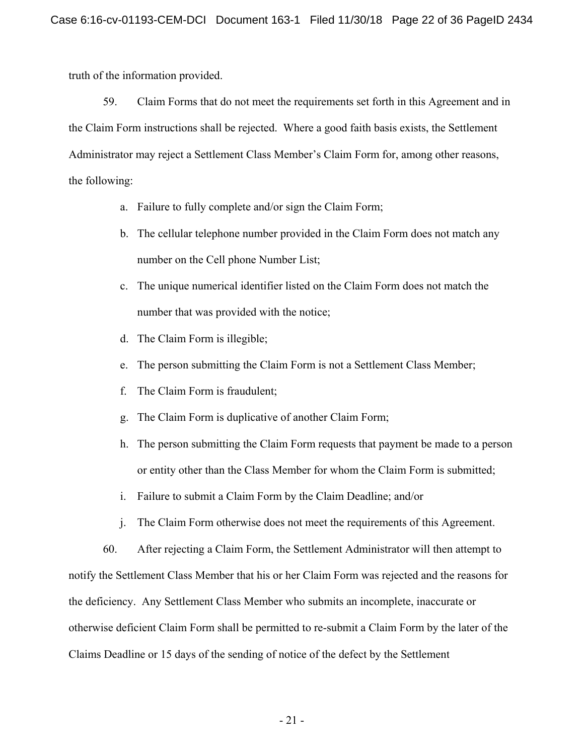truth of the information provided.

59. Claim Forms that do not meet the requirements set forth in this Agreement and in the Claim Form instructions shall be rejected. Where a good faith basis exists, the Settlement Administrator may reject a Settlement Class Member's Claim Form for, among other reasons, the following:

a. Failure to fully complete and/or sign the Claim Form;

b. The cellular telephone number provided in the Claim Form does not match any number on the Cell phone Number List;

c. The unique numerical identifier listed on the Claim Form does not match the number that was provided with the notice;

d. The Claim Form is illegible;

e. The person submitting the Claim Form is not a Settlement Class Member;

f. The Claim Form is fraudulent;

g. The Claim Form is duplicative of another Claim Form;

h. The person submitting the Claim Form requests that payment be made to a person or entity other than the Class Member for whom the Claim Form is submitted;

i. Failure to submit a Claim Form by the Claim Deadline; and/or

j. The Claim Form otherwise does not meet the requirements of this Agreement.

60. After rejecting a Claim Form, the Settlement Administrator will then attempt to notify the Settlement Class Member that his or her Claim Form was rejected and the reasons for the deficiency. Any Settlement Class Member who submits an incomplete, inaccurate or otherwise deficient Claim Form shall be permitted to re-submit a Claim Form by the later of the Claims Deadline or 15 days of the sending of notice of the defect by the Settlement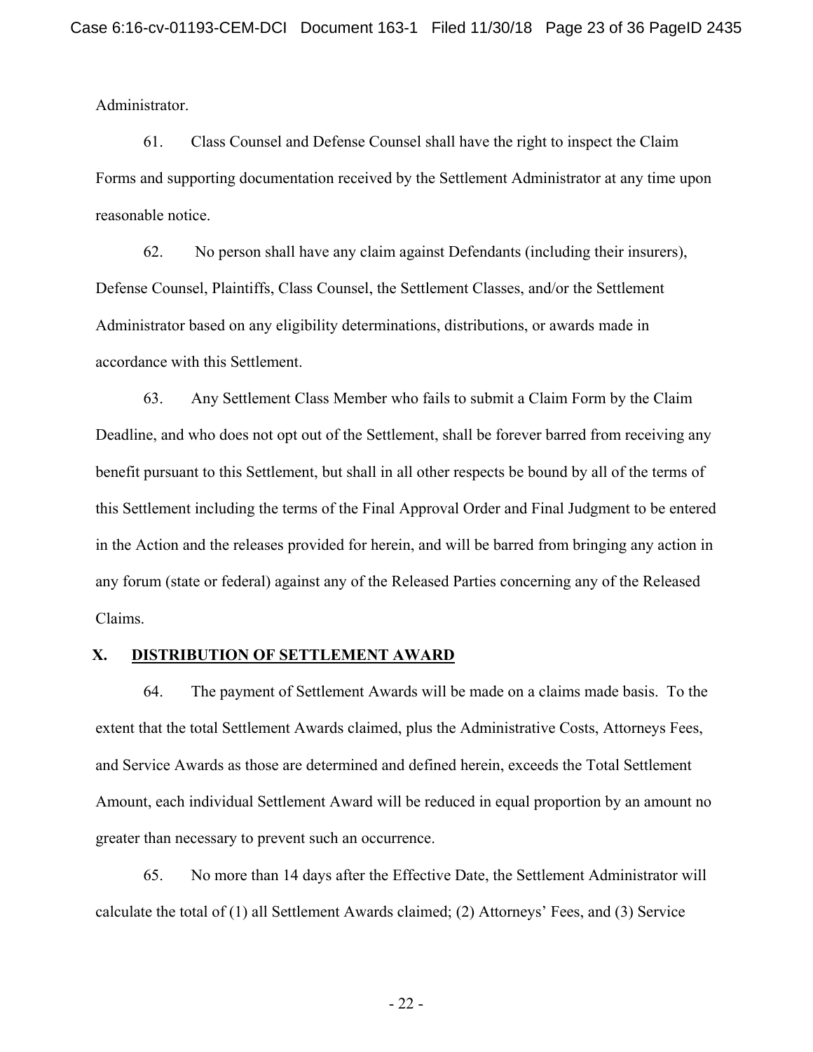Administrator.

61. Class Counsel and Defense Counsel shall have the right to inspect the Claim Forms and supporting documentation received by the Settlement Administrator at any time upon reasonable notice.

62. No person shall have any claim against Defendants (including their insurers), Defense Counsel, Plaintiffs, Class Counsel, the Settlement Classes, and/or the Settlement Administrator based on any eligibility determinations, distributions, or awards made in accordance with this Settlement.

63. Any Settlement Class Member who fails to submit a Claim Form by the Claim Deadline, and who does not opt out of the Settlement, shall be forever barred from receiving any benefit pursuant to this Settlement, but shall in all other respects be bound by all of the terms of this Settlement including the terms of the Final Approval Order and Final Judgment to be entered in the Action and the releases provided for herein, and will be barred from bringing any action in any forum (state or federal) against any of the Released Parties concerning any of the Released Claims.

## X. DISTRIBUTION OF SETTLEMENT AWARD

64. The payment of Settlement Awards will be made on a claims made basis. To the extent that the total Settlement Awards claimed, plus the Administrative Costs, Attorneys Fees, and Service Awards as those are determined and defined herein, exceeds the Total Settlement Amount, each individual Settlement Award will be reduced in equal proportion by an amount no greater than necessary to prevent such an occurrence.

65. No more than 14 days after the Effective Date, the Settlement Administrator will calculate the total of (1) all Settlement Awards claimed; (2) Attorneys' Fees, and (3) Service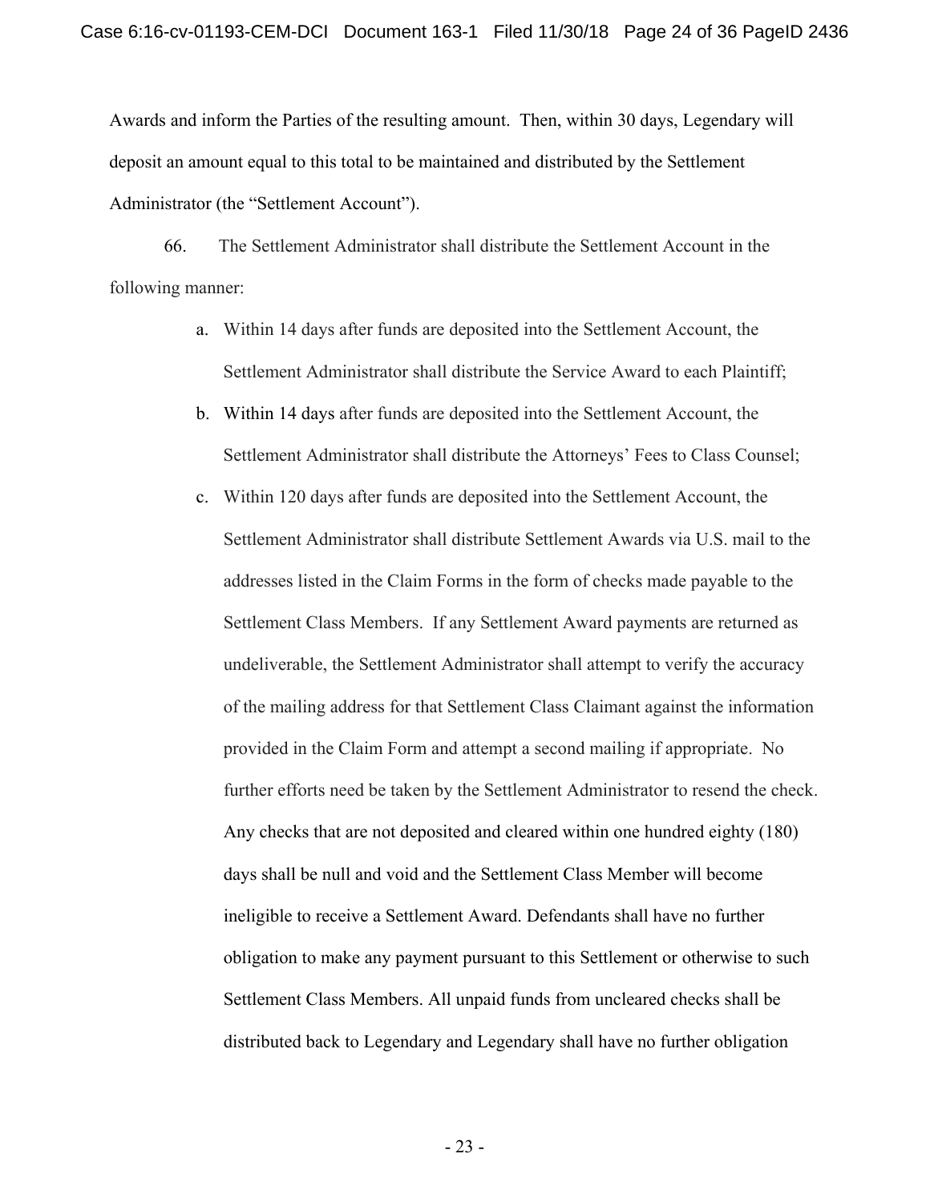Awards and inform the Parties of the resulting amount. Then, within 30 days, Legendary will deposit an amount equal to this total to be maintained and distributed by the Settlement Administrator (the "Settlement Account").

66. The Settlement Administrator shall distribute the Settlement Account in the following manner:

a. Within 14 days after funds are deposited into the Settlement Account, the Settlement Administrator shall distribute the Service Award to each Plaintiff;

b. Within 14 days after funds are deposited into the Settlement Account, the Settlement Administrator shall distribute the Attorneys' Fees to Class Counsel;

c. Within 120 days after funds are deposited into the Settlement Account, the Settlement Administrator shall distribute Settlement Awards via U.S. mail to the addresses listed in the Claim Forms in the form of checks made payable to the Settlement Class Members. If any Settlement Award payments are returned as undeliverable, the Settlement Administrator shall attempt to verify the accuracy of the mailing address for that Settlement Class Claimant against the information provided in the Claim Form and attempt a second mailing if appropriate. No further efforts need be taken by the Settlement Administrator to resend the check. Any checks that are not deposited and cleared within one hundred eighty (180) days shall be null and void and the Settlement Class Member will become ineligible to receive a Settlement Award. Defendants shall have no further obligation to make any payment pursuant to this Settlement or otherwise to such Settlement Class Members. All unpaid funds from uncleared checks shall be distributed back to Legendary and Legendary shall have no further obligation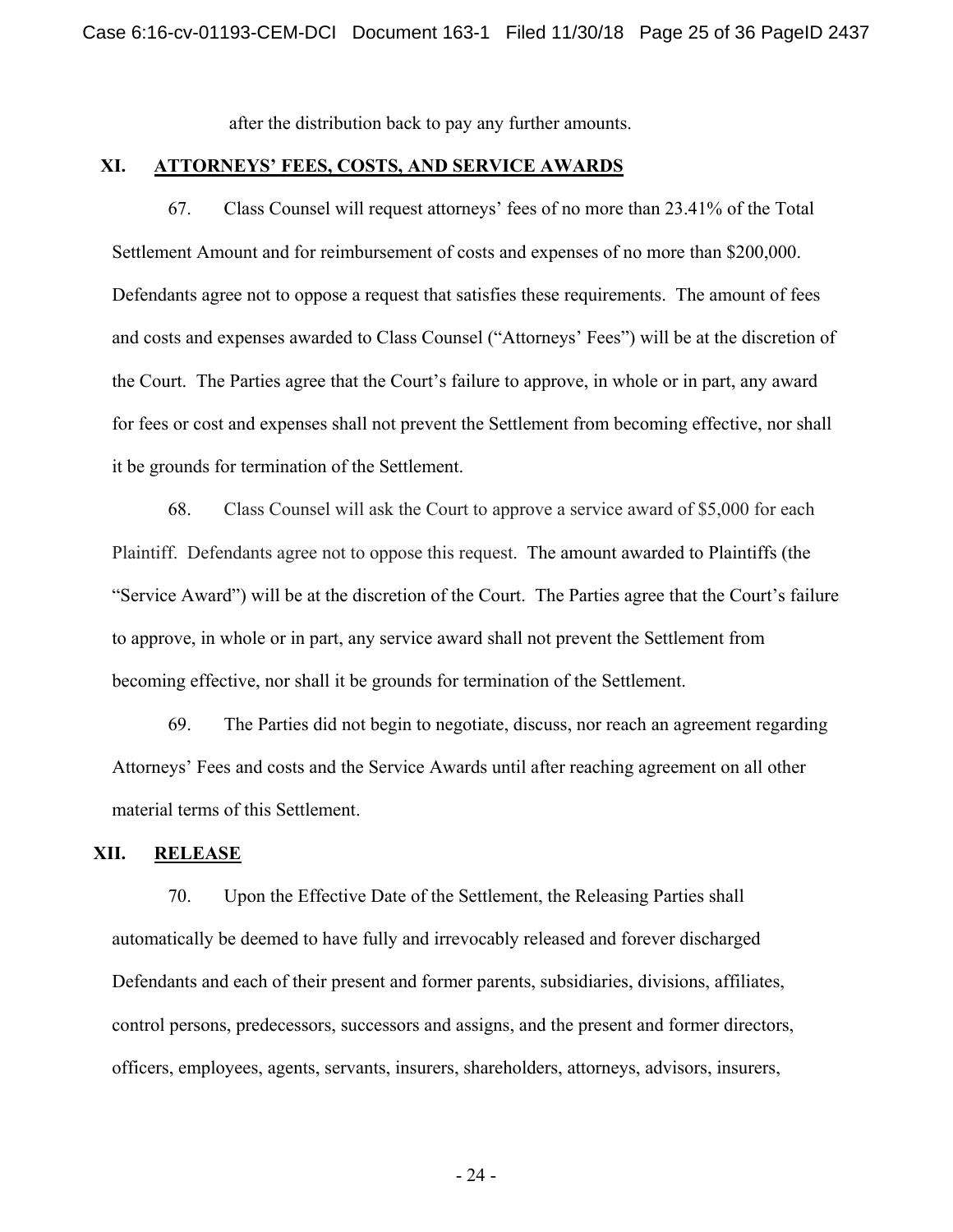after the distribution back to pay any further amounts.

## XI. ATTORNEYS' FEES, COSTS, AND SERVICE AWARDS

67. Class Counsel will request attorneys' fees of no more than 23.41% of the Total Settlement Amount and for reimbursement of costs and expenses of no more than $200,000. Defendants agree not to oppose a request that satisfies these requirements. The amount of fees and costs and expenses awarded to Class Counsel ("Attorneys' Fees") will be at the discretion of the Court. The Parties agree that the Court's failure to approve, in whole or in part, any award for fees or cost and expenses shall not prevent the Settlement from becoming effective, nor shall it be grounds for termination of the Settlement.

68. Class Counsel will ask the Court to approve a service award of $5,000 for each Plaintiff. Defendants agree not to oppose this request. The amount awarded to Plaintiffs (the "Service Award") will be at the discretion of the Court. The Parties agree that the Court's failure to approve, in whole or in part, any service award shall not prevent the Settlement from becoming effective, nor shall it be grounds for termination of the Settlement.

69. The Parties did not begin to negotiate, discuss, nor reach an agreement regarding Attorneys' Fees and costs and the Service Awards until after reaching agreement on all other material terms of this Settlement.

## XII. RELEASE

70. Upon the Effective Date of the Settlement, the Releasing Parties shall automatically be deemed to have fully and irrevocably released and forever discharged Defendants and each of their present and former parents, subsidiaries, divisions, affiliates, control persons, predecessors, successors and assigns, and the present and former directors, officers, employees, agents, servants, insurers, shareholders, attorneys, advisors, insurers,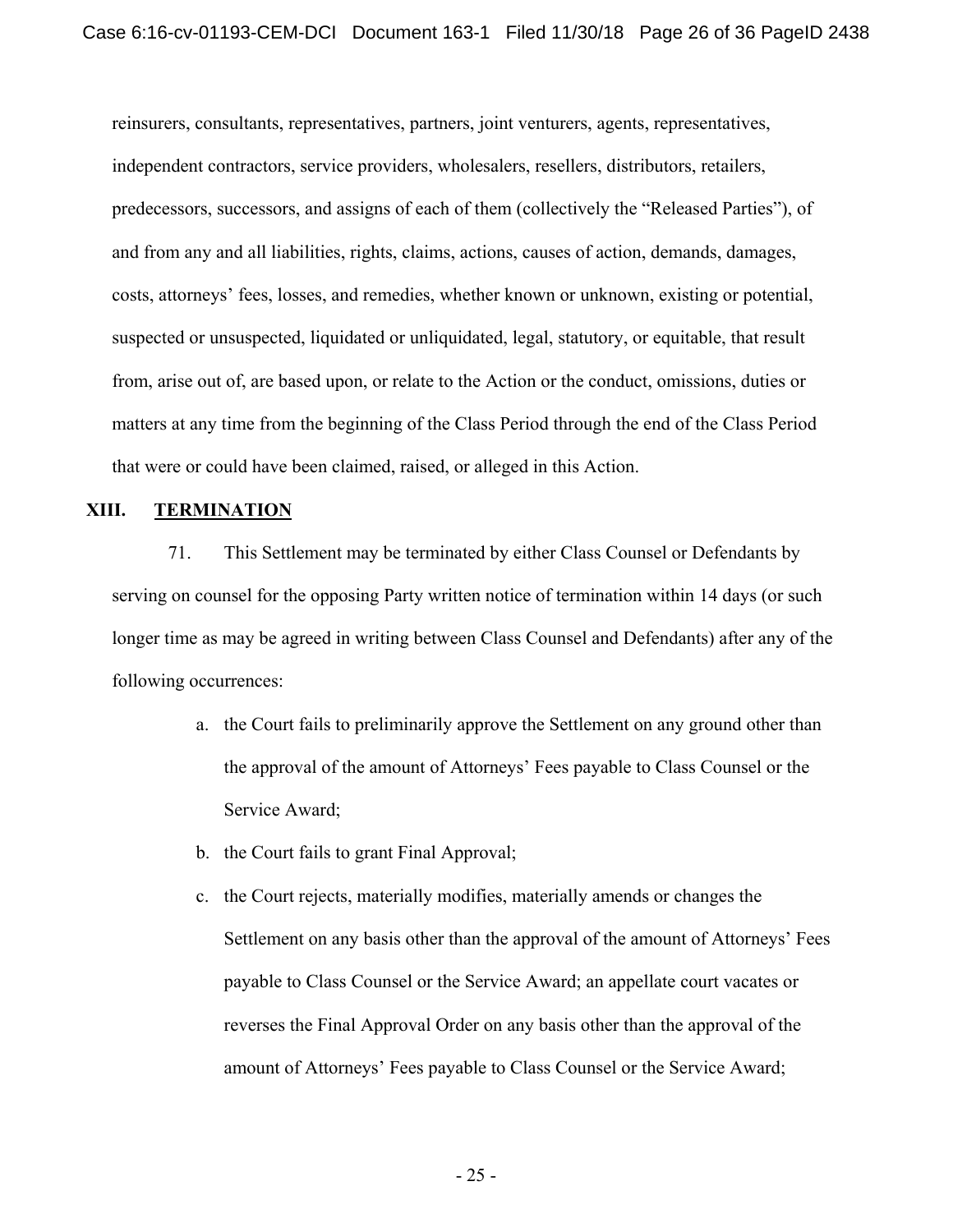reinsurers, consultants, representatives, partners, joint venturers, agents, representatives, independent contractors, service providers, wholesalers, resellers, distributors, retailers, predecessors, successors, and assigns of each of them (collectively the "Released Parties"), of and from any and all liabilities, rights, claims, actions, causes of action, demands, damages, costs, attorneys' fees, losses, and remedies, whether known or unknown, existing or potential, suspected or unsuspected, liquidated or unliquidated, legal, statutory, or equitable, that result from, arise out of, are based upon, or relate to the Action or the conduct, omissions, duties or matters at any time from the beginning of the Class Period through the end of the Class Period that were or could have been claimed, raised, or alleged in this Action.

## XIII. <u>TERMINATION</u>

71. This Settlement may be terminated by either Class Counsel or Defendants by serving on counsel for the opposing Party written notice of termination within 14 days (or such longer time as may be agreed in writing between Class Counsel and Defendants) after any of the following occurrences:

a. the Court fails to preliminarily approve the Settlement on any ground other than the approval of the amount of Attorneys' Fees payable to Class Counsel or the Service Award;

b. the Court fails to grant Final Approval;

c. the Court rejects, materially modifies, materially amends or changes the Settlement on any basis other than the approval of the amount of Attorneys' Fees payable to Class Counsel or the Service Award; an appellate court vacates or reverses the Final Approval Order on any basis other than the approval of the amount of Attorneys' Fees payable to Class Counsel or the Service Award;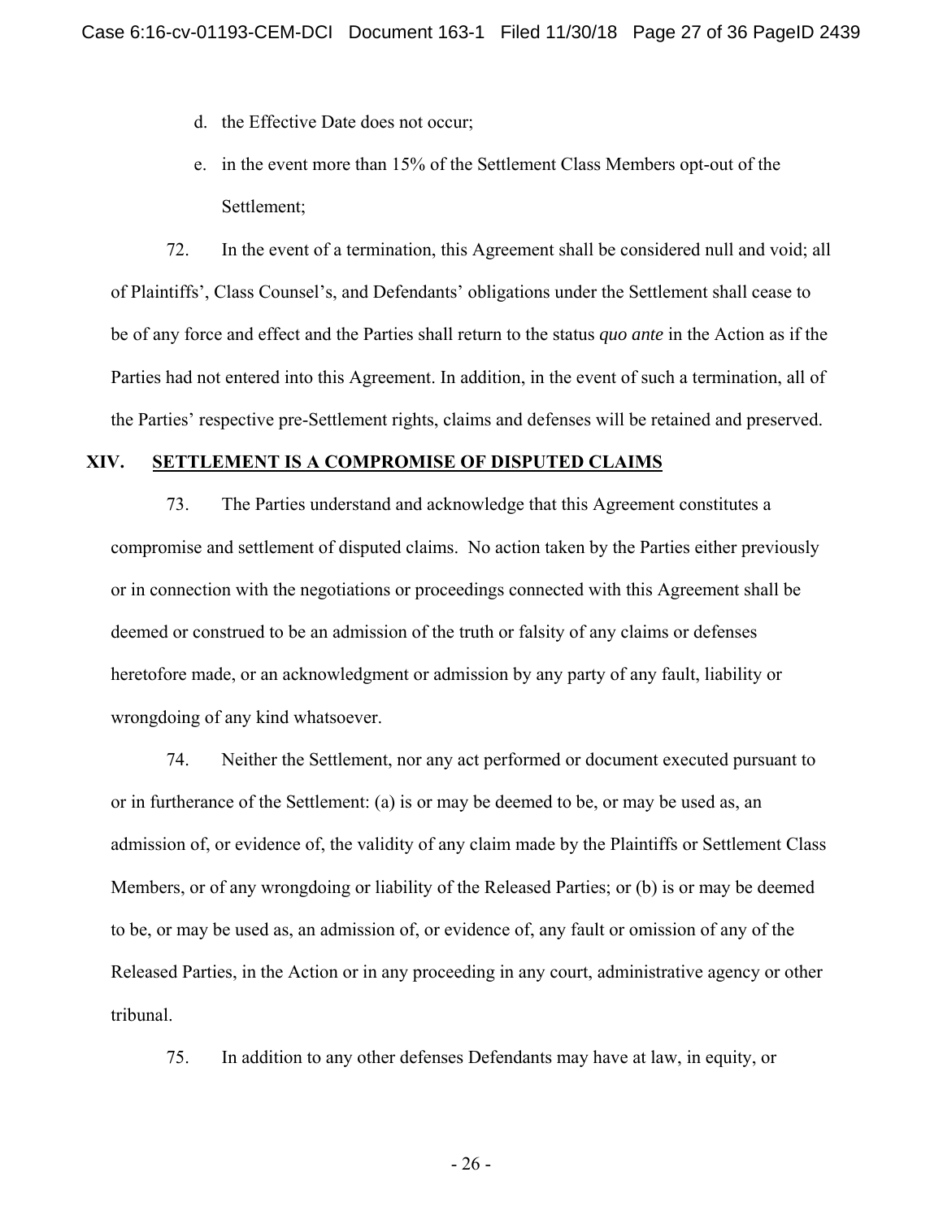d. the Effective Date does not occur;

e. in the event more than 15% of the Settlement Class Members opt-out of the Settlement;

72. In the event of a termination, this Agreement shall be considered null and void; all of Plaintiffs', Class Counsel's, and Defendants' obligations under the Settlement shall cease to be of any force and effect and the Parties shall return to the status *quo ante* in the Action as if the Parties had not entered into this Agreement. In addition, in the event of such a termination, all of the Parties' respective pre-Settlement rights, claims and defenses will be retained and preserved.

## XIV. SETTLEMENT IS A COMPROMISE OF DISPUTED CLAIMS

73. The Parties understand and acknowledge that this Agreement constitutes a compromise and settlement of disputed claims. No action taken by the Parties either previously or in connection with the negotiations or proceedings connected with this Agreement shall be deemed or construed to be an admission of the truth or falsity of any claims or defenses heretofore made, or an acknowledgment or admission by any party of any fault, liability or wrongdoing of any kind whatsoever.

74. Neither the Settlement, nor any act performed or document executed pursuant to or in furtherance of the Settlement: (a) is or may be deemed to be, or may be used as, an admission of, or evidence of, the validity of any claim made by the Plaintiffs or Settlement Class Members, or of any wrongdoing or liability of the Released Parties; or (b) is or may be deemed to be, or may be used as, an admission of, or evidence of, any fault or omission of any of the Released Parties, in the Action or in any proceeding in any court, administrative agency or other tribunal.

75. In addition to any other defenses Defendants may have at law, in equity, or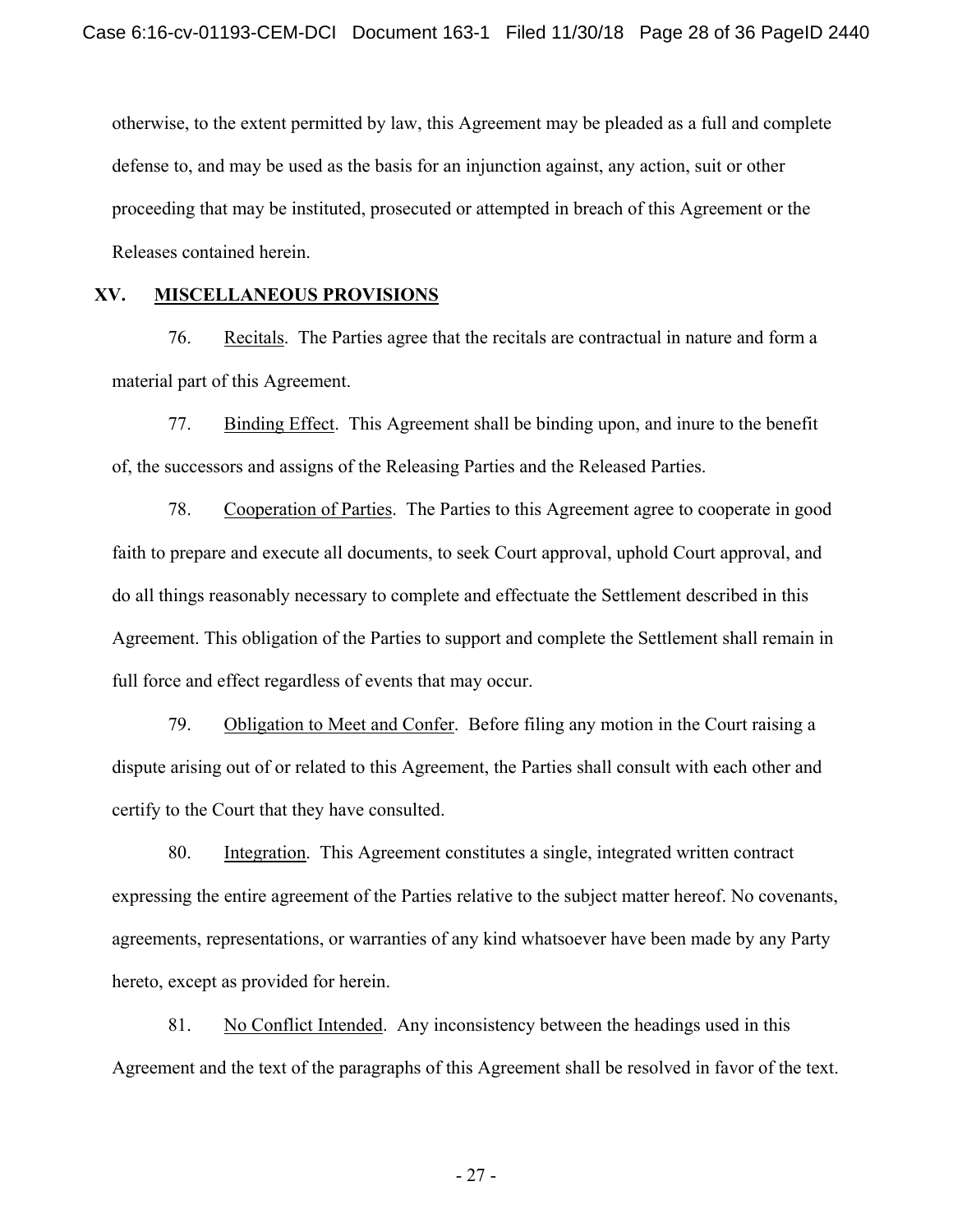otherwise, to the extent permitted by law, this Agreement may be pleaded as a full and complete defense to, and may be used as the basis for an injunction against, any action, suit or other proceeding that may be instituted, prosecuted or attempted in breach of this Agreement or the Releases contained herein.

## XV. <u>MISCELLANEOUS PROVISIONS</u>

76. <u>Recitals</u>. The Parties agree that the recitals are contractual in nature and form a material part of this Agreement.

77. <u>Binding Effect</u>. This Agreement shall be binding upon, and inure to the benefit of, the successors and assigns of the Releasing Parties and the Released Parties.

78. <u>Cooperation of Parties</u>. The Parties to this Agreement agree to cooperate in good faith to prepare and execute all documents, to seek Court approval, uphold Court approval, and do all things reasonably necessary to complete and effectuate the Settlement described in this Agreement. This obligation of the Parties to support and complete the Settlement shall remain in full force and effect regardless of events that may occur.

79. <u>Obligation to Meet and Confer</u>. Before filing any motion in the Court raising a dispute arising out of or related to this Agreement, the Parties shall consult with each other and certify to the Court that they have consulted.

80. <u>Integration</u>. This Agreement constitutes a single, integrated written contract expressing the entire agreement of the Parties relative to the subject matter hereof. No covenants, agreements, representations, or warranties of any kind whatsoever have been made by any Party hereto, except as provided for herein.

81. <u>No Conflict Intended</u>. Any inconsistency between the headings used in this Agreement and the text of the paragraphs of this Agreement shall be resolved in favor of the text.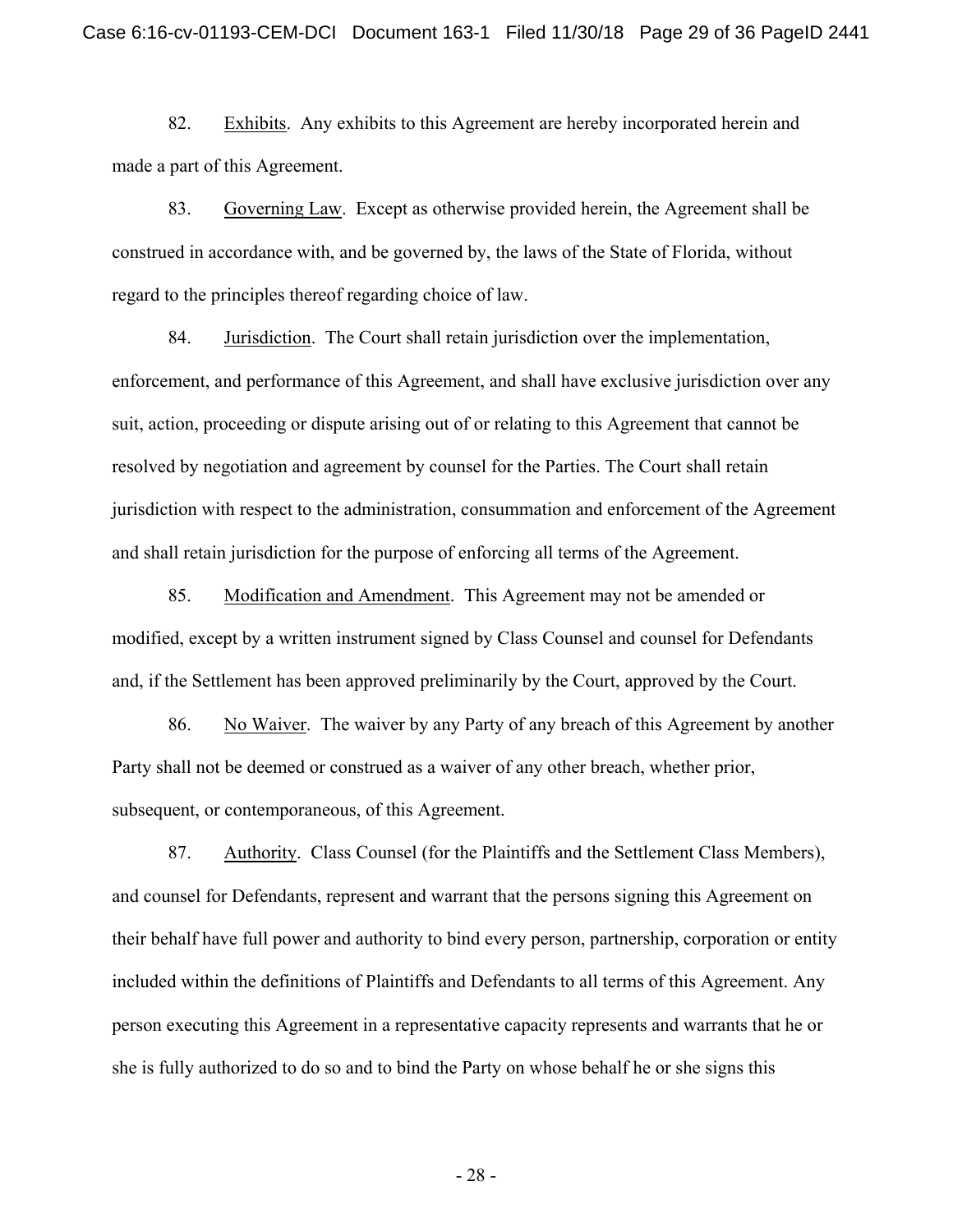82. Exhibits. Any exhibits to this Agreement are hereby incorporated herein and made a part of this Agreement.

83. Governing Law. Except as otherwise provided herein, the Agreement shall be construed in accordance with, and be governed by, the laws of the State of Florida, without regard to the principles thereof regarding choice of law.

84. Jurisdiction. The Court shall retain jurisdiction over the implementation, enforcement, and performance of this Agreement, and shall have exclusive jurisdiction over any suit, action, proceeding or dispute arising out of or relating to this Agreement that cannot be resolved by negotiation and agreement by counsel for the Parties. The Court shall retain jurisdiction with respect to the administration, consummation and enforcement of the Agreement and shall retain jurisdiction for the purpose of enforcing all terms of the Agreement.

85. Modification and Amendment. This Agreement may not be amended or modified, except by a written instrument signed by Class Counsel and counsel for Defendants and, if the Settlement has been approved preliminarily by the Court, approved by the Court.

86. No Waiver. The waiver by any Party of any breach of this Agreement by another Party shall not be deemed or construed as a waiver of any other breach, whether prior, subsequent, or contemporaneous, of this Agreement.

87. Authority. Class Counsel (for the Plaintiffs and the Settlement Class Members), and counsel for Defendants, represent and warrant that the persons signing this Agreement on their behalf have full power and authority to bind every person, partnership, corporation or entity included within the definitions of Plaintiffs and Defendants to all terms of this Agreement. Any person executing this Agreement in a representative capacity represents and warrants that he or she is fully authorized to do so and to bind the Party on whose behalf he or she signs this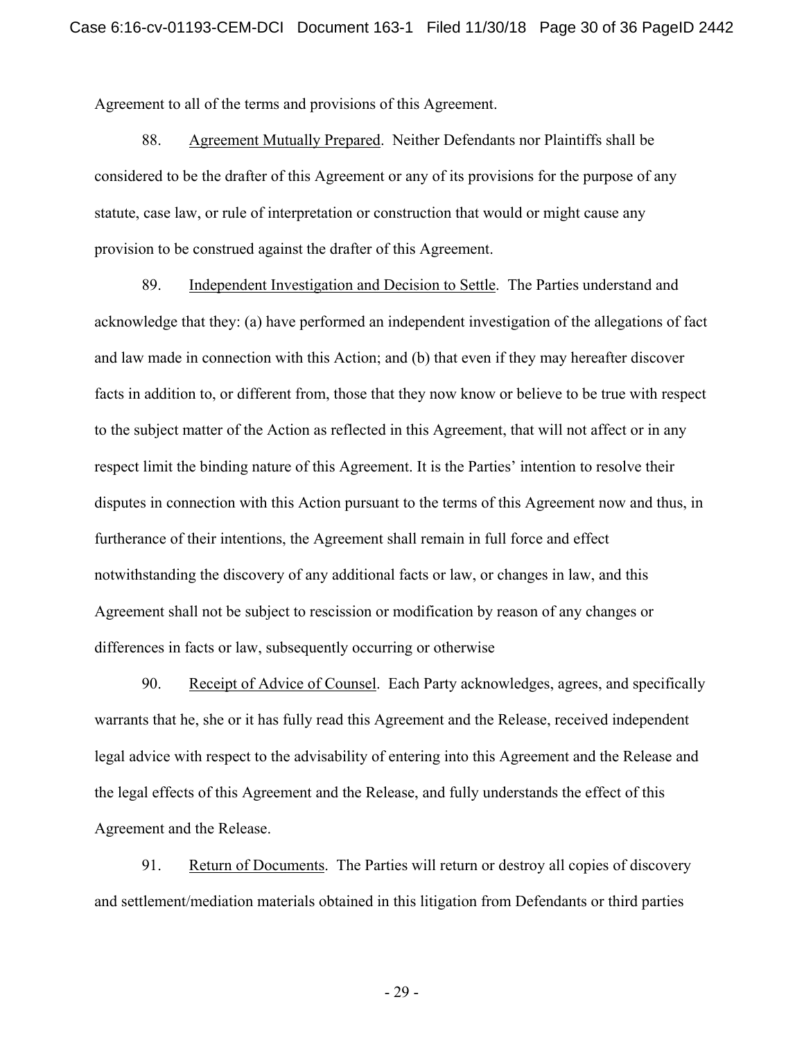Agreement to all of the terms and provisions of this Agreement.

88. Agreement Mutually Prepared. Neither Defendants nor Plaintiffs shall be considered to be the drafter of this Agreement or any of its provisions for the purpose of any statute, case law, or rule of interpretation or construction that would or might cause any provision to be construed against the drafter of this Agreement.

89. Independent Investigation and Decision to Settle. The Parties understand and acknowledge that they: (a) have performed an independent investigation of the allegations of fact and law made in connection with this Action; and (b) that even if they may hereafter discover facts in addition to, or different from, those that they now know or believe to be true with respect to the subject matter of the Action as reflected in this Agreement, that will not affect or in any respect limit the binding nature of this Agreement. It is the Parties' intention to resolve their disputes in connection with this Action pursuant to the terms of this Agreement now and thus, in furtherance of their intentions, the Agreement shall remain in full force and effect notwithstanding the discovery of any additional facts or law, or changes in law, and this Agreement shall not be subject to rescission or modification by reason of any changes or differences in facts or law, subsequently occurring or otherwise

90. Receipt of Advice of Counsel. Each Party acknowledges, agrees, and specifically warrants that he, she or it has fully read this Agreement and the Release, received independent legal advice with respect to the advisability of entering into this Agreement and the Release and the legal effects of this Agreement and the Release, and fully understands the effect of this Agreement and the Release.

91. Return of Documents. The Parties will return or destroy all copies of discovery and settlement/mediation materials obtained in this litigation from Defendants or third parties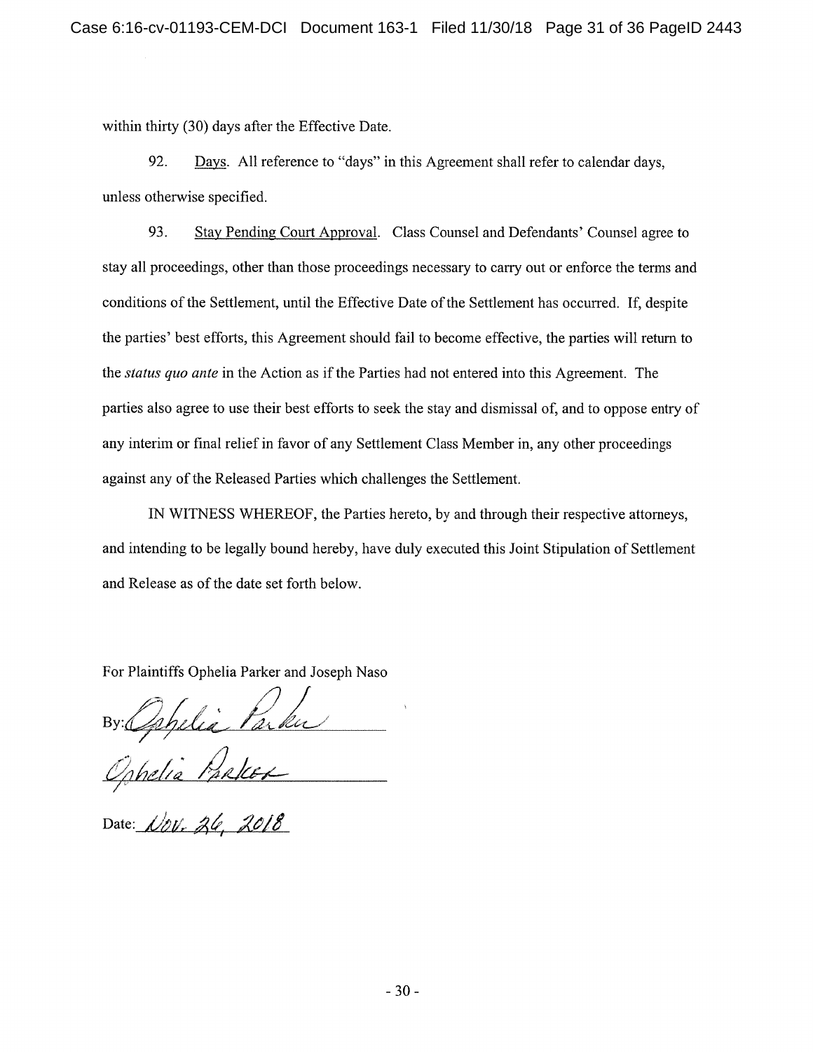within thirty (30) days after the Effective Date.

92. Days. All reference to "days" in this Agreement shall refer to calendar days, unless otherwise specified.

93. Stay Pending Court Approval. Class Counsel and Defendants' Counsel agree to stay all proceedings, other than those proceedings necessary to carry out or enforce the terms and conditions of the Settlement, until the Effective Date of the Settlement has occurred. If, despite the parties' best efforts, this Agreement should fail to become effective, the parties will return to the *status quo ante* in the Action as if the Parties had not entered into this Agreement. The parties also agree to use their best efforts to seek the stay and dismissal of, and to oppose entry of any interim or final relief in favor of any Settlement Class Member in, any other proceedings against any of the Released Parties which challenges the Settlement.

IN WITNESS WHEREOF, the Parties hereto, by and through their respective attorneys, and intending to be legally bound hereby, have duly executed this Joint Stipulation of Settlement and Release as of the date set forth below.

For Plaintiffs Ophelia Parker and Joseph Naso

By: Ophelia Parker

Ophelia Parker

Date: Nov. 26, 2018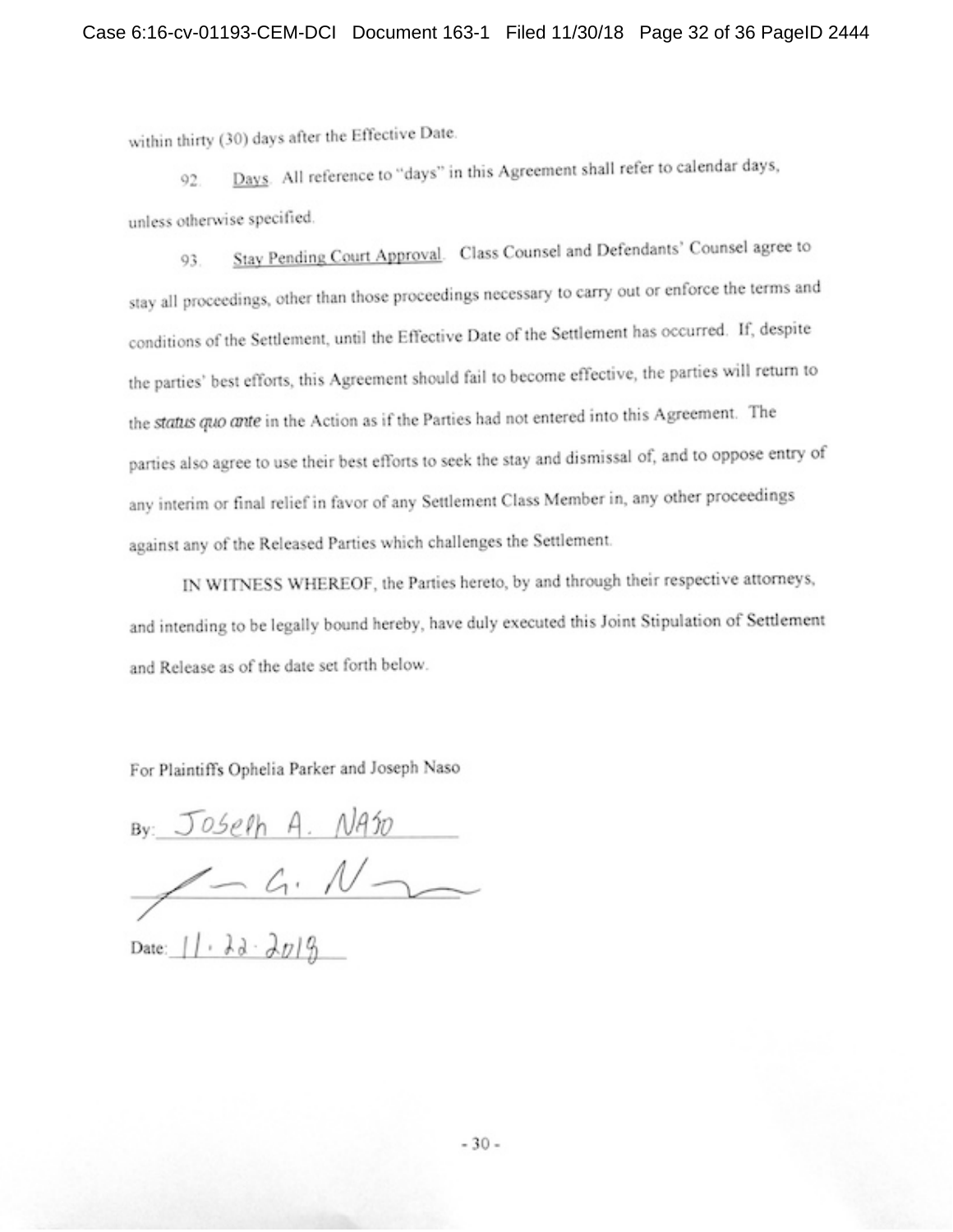within thirty (30) days after the Effective Date.

92. Days. All reference to "days" in this Agreement shall refer to calendar days, unless otherwise specified.

93. Stay Pending Court Approval. Class Counsel and Defendants' Counsel agree to stay all proceedings, other than those proceedings necessary to carry out or enforce the terms and conditions of the Settlement, until the Effective Date of the Settlement has occurred. If, despite the parties' best efforts, this Agreement should fail to become effective, the parties will return to the *status quo ante* in the Action as if the Parties had not entered into this Agreement. The parties also agree to use their best efforts to seek the stay and dismissal of, and to oppose entry of any interim or final relief in favor of any Settlement Class Member in, any other proceedings against any of the Released Parties which challenges the Settlement.

IN WITNESS WHEREOF, the Parties hereto, by and through their respective attorneys, and intending to be legally bound hereby, have duly executed this Joint Stipulation of Settlement and Release as of the date set forth below.

For Plaintiffs Ophelia Parker and Joseph Naso

By: Joseph A. Naso

[signature]

Date: 11.22.2018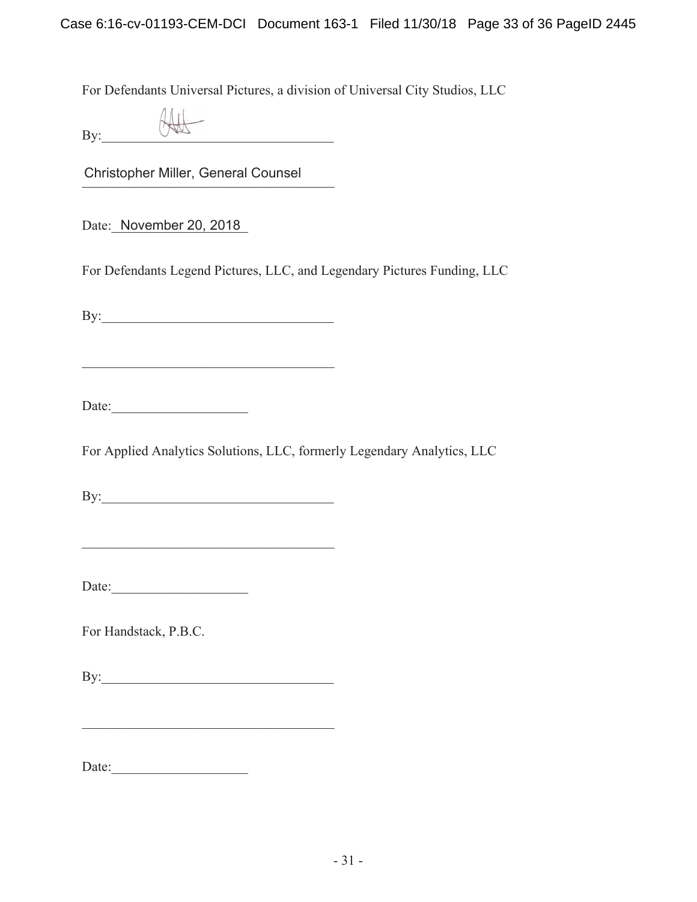For Defendants Universal Pictures, a division of Universal City Studios, LLC

By:\_\_\_\_\_\_\_\_\_\_\_\_\_\_\_\_\_\_\_\_\_\_\_\_\_\_\_\_\_\_\_\_\_\_

Christopher Miller, General Counsel

Date: November 20, 2018

For Defendants Legend Pictures, LLC, and Legendary Pictures Funding, LLC

By:\_\_\_\_\_\_\_\_\_\_\_\_\_\_\_\_\_\_\_\_\_\_\_\_\_\_\_\_\_\_\_\_\_\_

\_\_\_\_\_\_\_\_\_\_\_\_\_\_\_\_\_\_\_\_\_\_\_\_\_\_\_\_\_\_\_\_\_\_\_\_\_

Date:\_\_\_\_\_\_\_\_\_\_\_\_\_\_\_\_\_\_\_\_

For Applied Analytics Solutions, LLC, formerly Legendary Analytics, LLC

By:\_\_\_\_\_\_\_\_\_\_\_\_\_\_\_\_\_\_\_\_\_\_\_\_\_\_\_\_\_\_\_\_\_\_

\_\_\_\_\_\_\_\_\_\_\_\_\_\_\_\_\_\_\_\_\_\_\_\_\_\_\_\_\_\_\_\_\_\_\_\_\_

Date:\_\_\_\_\_\_\_\_\_\_\_\_\_\_\_\_\_\_\_\_

For Handstack, P.B.C.

By:\_\_\_\_\_\_\_\_\_\_\_\_\_\_\_\_\_\_\_\_\_\_\_\_\_\_\_\_\_\_\_\_\_\_

\_\_\_\_\_\_\_\_\_\_\_\_\_\_\_\_\_\_\_\_\_\_\_\_\_\_\_\_\_\_\_\_\_\_\_\_\_

Date:\_\_\_\_\_\_\_\_\_\_\_\_\_\_\_\_\_\_\_\_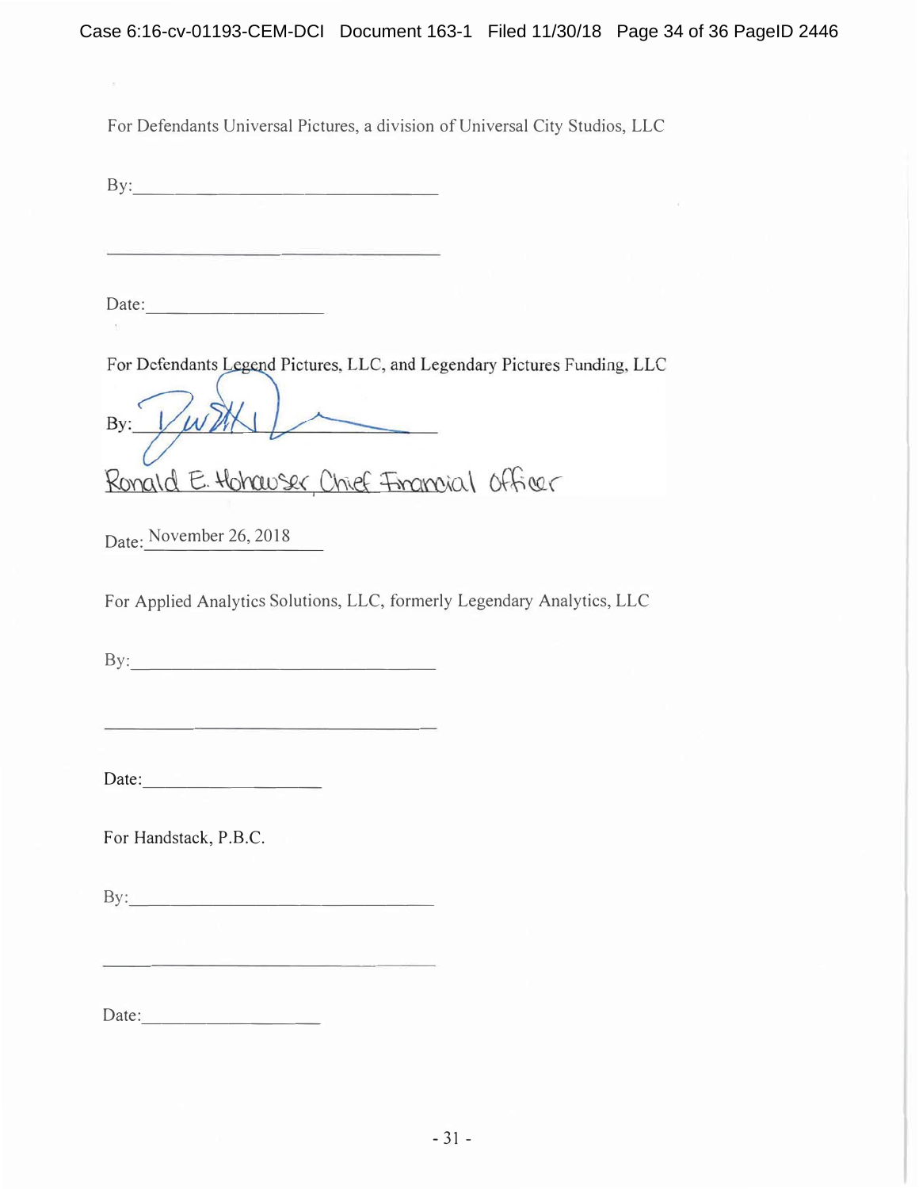For Defendants Universal Pictures, a division of Universal City Studios, LLC

By:\_\_\_\_\_\_\_\_\_\_\_\_\_\_\_\_\_\_\_\_\_\_\_\_\_\_\_\_\_\_\_\_

\_\_\_\_\_\_\_\_\_\_\_\_\_\_\_\_\_\_\_\_\_\_\_\_\_\_\_\_\_\_\_\_\_\_\_

Date:\_\_\_\_\_\_\_\_\_\_\_\_\_\_\_\_\_\_\_

For Defendants Legend Pictures, LLC, and Legendary Pictures Funding, LLC

By: [signature]

Ronald E. Hohauser, Chief Financial Officer

Date: November 26, 2018

For Applied Analytics Solutions, LLC, formerly Legendary Analytics, LLC

By:\_\_\_\_\_\_\_\_\_\_\_\_\_\_\_\_\_\_\_\_\_\_\_\_\_\_\_\_\_\_\_\_

\_\_\_\_\_\_\_\_\_\_\_\_\_\_\_\_\_\_\_\_\_\_\_\_\_\_\_\_\_\_\_\_\_\_\_

Date:\_\_\_\_\_\_\_\_\_\_\_\_\_\_\_\_\_\_\_

For Handstack, P.B.C.

By:\_\_\_\_\_\_\_\_\_\_\_\_\_\_\_\_\_\_\_\_\_\_\_\_\_\_\_\_\_\_\_\_

\_\_\_\_\_\_\_\_\_\_\_\_\_\_\_\_\_\_\_\_\_\_\_\_\_\_\_\_\_\_\_\_\_\_\_

Date:\_\_\_\_\_\_\_\_\_\_\_\_\_\_\_\_\_\_\_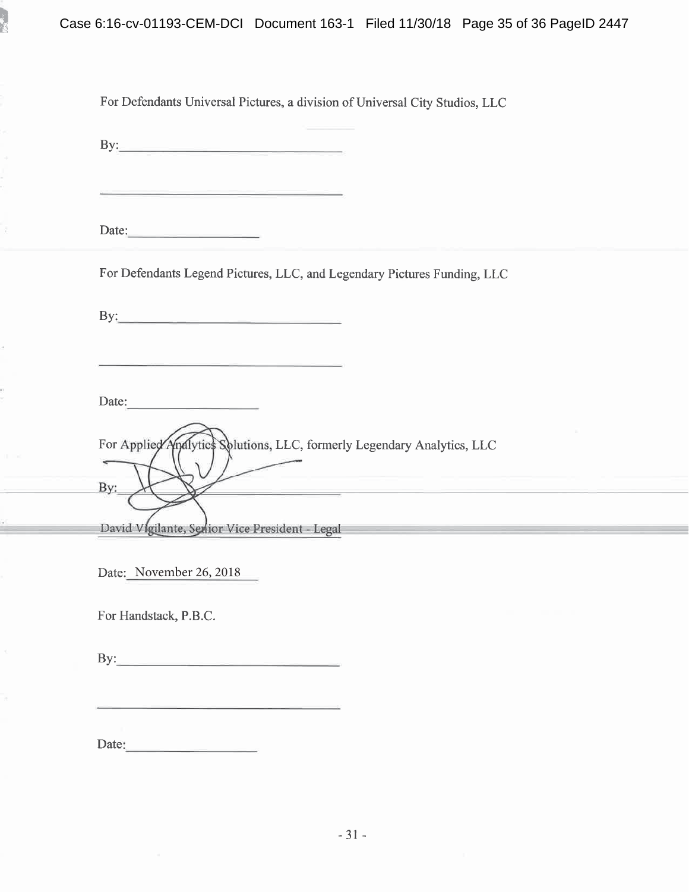For Defendants Universal Pictures, a division of Universal City Studios, LLC

By:\_\_\_\_\_\_\_\_\_\_\_\_\_\_\_\_\_\_\_\_\_\_\_\_\_\_\_\_\_\_\_\_

\_\_\_\_\_\_\_\_\_\_\_\_\_\_\_\_\_\_\_\_\_\_\_\_\_\_\_\_\_\_\_\_\_\_\_

Date:\_\_\_\_\_\_\_\_\_\_\_\_\_\_\_\_\_\_\_\_

For Defendants Legend Pictures, LLC, and Legendary Pictures Funding, LLC

By:\_\_\_\_\_\_\_\_\_\_\_\_\_\_\_\_\_\_\_\_\_\_\_\_\_\_\_\_\_\_\_\_

\_\_\_\_\_\_\_\_\_\_\_\_\_\_\_\_\_\_\_\_\_\_\_\_\_\_\_\_\_\_\_\_\_\_\_

Date:\_\_\_\_\_\_\_\_\_\_\_\_\_\_\_\_\_\_\_\_

For Applied Analytics Solutions, LLC, formerly Legendary Analytics, LLC

By:\_\_\_\_\_\_\_\_\_\_\_\_\_\_\_\_\_\_\_\_\_\_\_\_\_\_\_\_\_\_\_\_

David Vigilante, Senior Vice President - Legal

Date: November 26, 2018

For Handstack, P.B.C.

By:\_\_\_\_\_\_\_\_\_\_\_\_\_\_\_\_\_\_\_\_\_\_\_\_\_\_\_\_\_\_\_\_

\_\_\_\_\_\_\_\_\_\_\_\_\_\_\_\_\_\_\_\_\_\_\_\_\_\_\_\_\_\_\_\_\_\_\_

Date:\_\_\_\_\_\_\_\_\_\_\_\_\_\_\_\_\_\_\_\_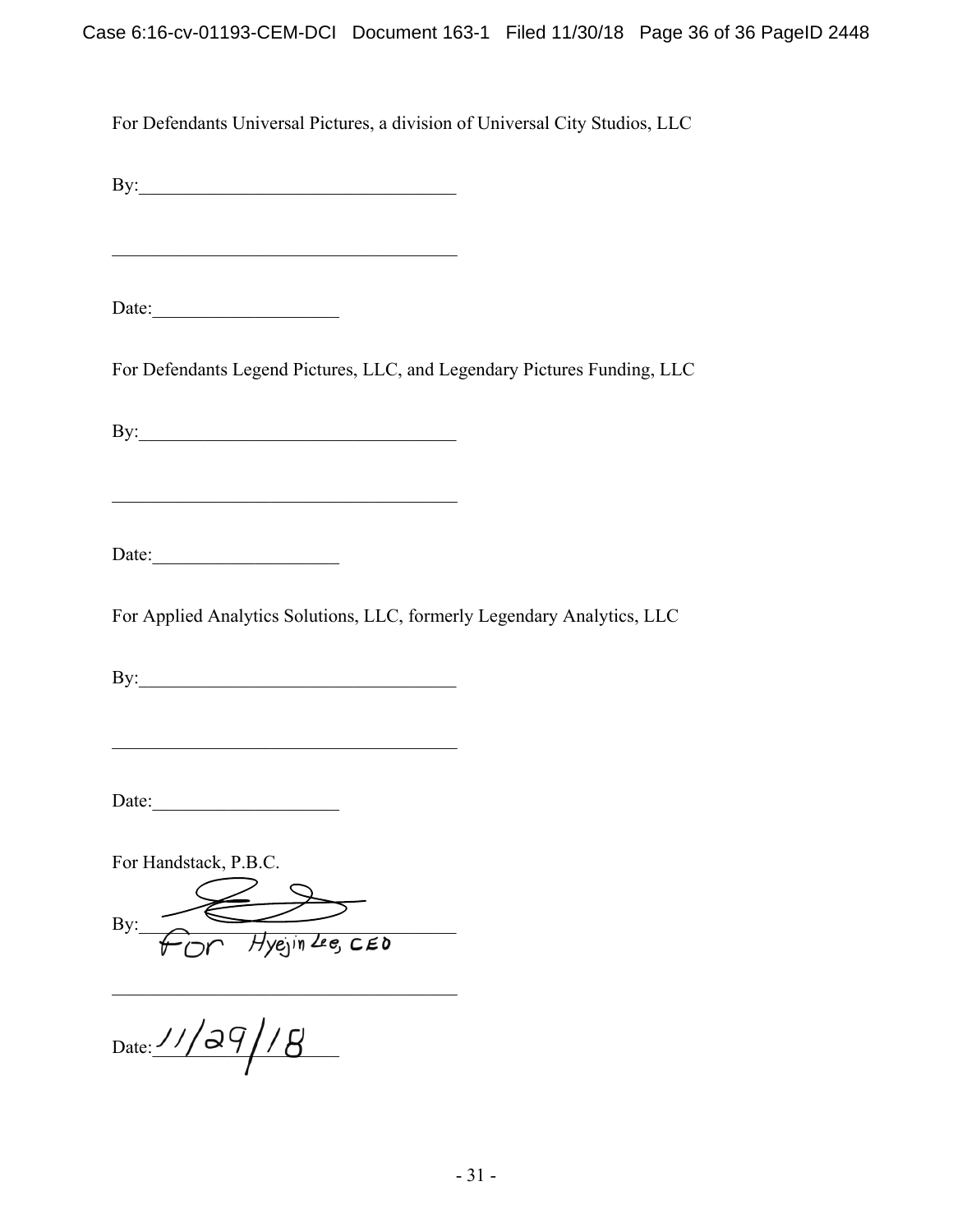For Defendants Universal Pictures, a division of Universal City Studios, LLC

By:\_\_\_\_\_\_\_\_\_\_\_\_\_\_\_\_\_\_\_\_\_\_\_\_\_\_\_\_\_\_\_\_\_\_

\_\_\_\_\_\_\_\_\_\_\_\_\_\_\_\_\_\_\_\_\_\_\_\_\_\_\_\_\_\_\_\_\_\_\_\_\_

Date:\_\_\_\_\_\_\_\_\_\_\_\_\_\_\_\_\_\_\_\_

For Defendants Legend Pictures, LLC, and Legendary Pictures Funding, LLC

By:\_\_\_\_\_\_\_\_\_\_\_\_\_\_\_\_\_\_\_\_\_\_\_\_\_\_\_\_\_\_\_\_\_\_

\_\_\_\_\_\_\_\_\_\_\_\_\_\_\_\_\_\_\_\_\_\_\_\_\_\_\_\_\_\_\_\_\_\_\_\_\_

Date:\_\_\_\_\_\_\_\_\_\_\_\_\_\_\_\_\_\_\_\_

For Applied Analytics Solutions, LLC, formerly Legendary Analytics, LLC

By:\_\_\_\_\_\_\_\_\_\_\_\_\_\_\_\_\_\_\_\_\_\_\_\_\_\_\_\_\_\_\_\_\_\_

\_\_\_\_\_\_\_\_\_\_\_\_\_\_\_\_\_\_\_\_\_\_\_\_\_\_\_\_\_\_\_\_\_\_\_\_\_

Date:\_\_\_\_\_\_\_\_\_\_\_\_\_\_\_\_\_\_\_\_

For Handstack, P.B.C.

By: For Hyejin Lee, CEO

\_\_\_\_\_\_\_\_\_\_\_\_\_\_\_\_\_\_\_\_\_\_\_\_\_\_\_\_\_\_\_\_\_\_\_\_\_

Date: 11/29/18